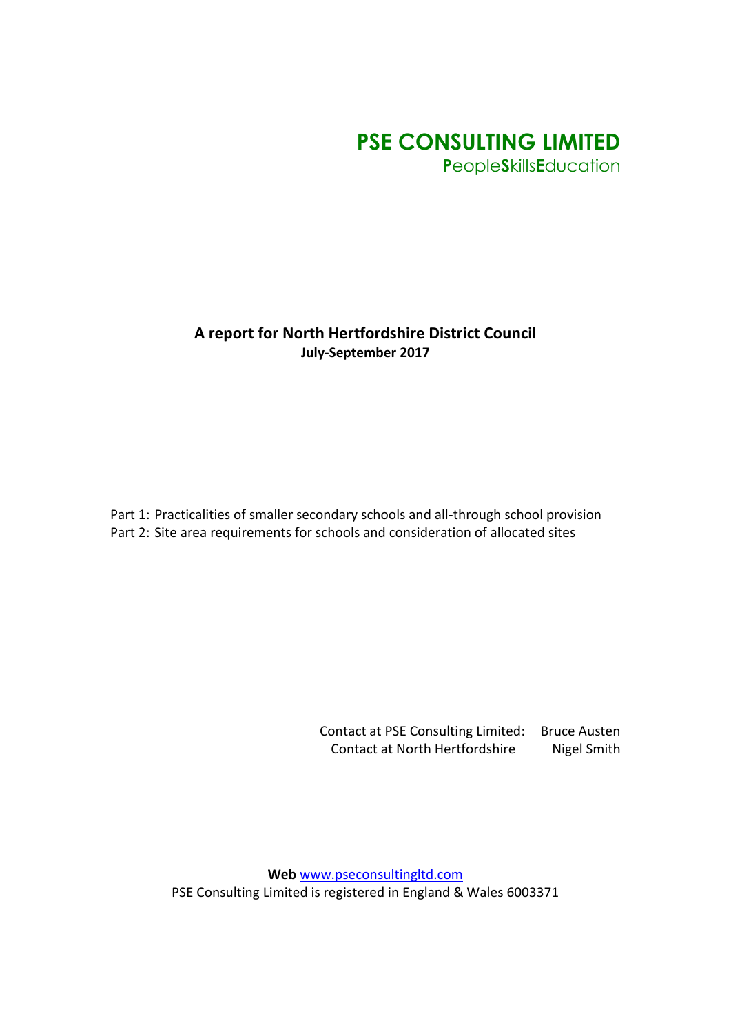# PSE CONSULTING LIMITED

**P**eople**S**kills**E**ducation

## A report for North Hertfordshire District Council

**July-September 2017**

Part 1: Practicalities of smaller secondary schools and all-through school provision
Part 2: Site area requirements for schools and consideration of allocated sites

| | |
|---|---|
| Contact at PSE Consulting Limited: | Bruce Austen |
| Contact at North Hertfordshire | Nigel Smith |

**Web** [www.pseconsultingltd.com](http://www.pseconsultingltd.com)
PSE Consulting Limited is registered in England & Wales 6003371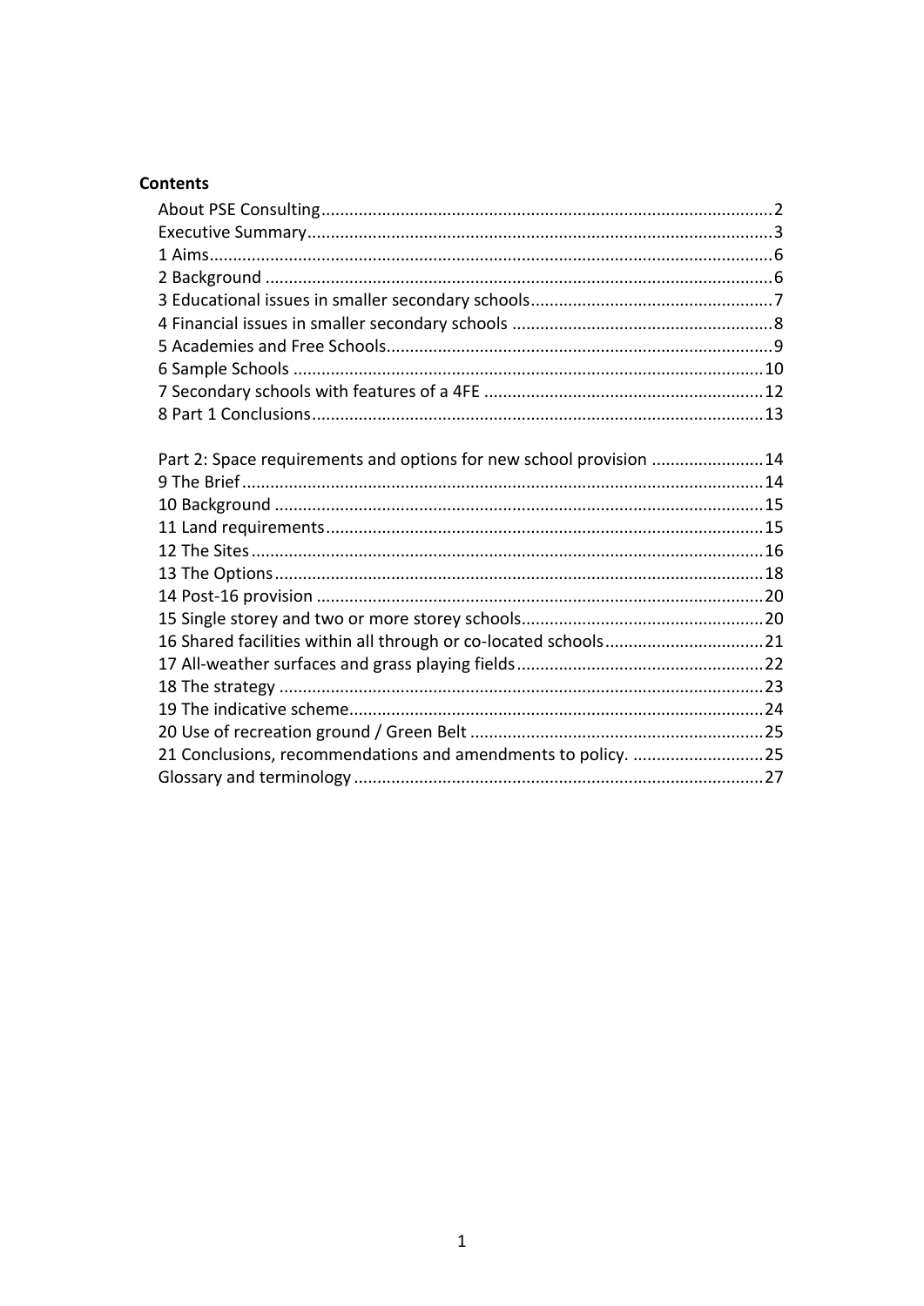**Contents**

About PSE Consulting ..... 2
Executive Summary ..... 3
1 Aims ..... 6
2 Background ..... 6
3 Educational issues in smaller secondary schools ..... 7
4 Financial issues in smaller secondary schools ..... 8
5 Academies and Free Schools ..... 9
6 Sample Schools ..... 10
7 Secondary schools with features of a 4FE ..... 12
8 Part 1 Conclusions ..... 13

Part 2: Space requirements and options for new school provision ..... 14
9 The Brief ..... 14
10 Background ..... 15
11 Land requirements ..... 15
12 The Sites ..... 16
13 The Options ..... 18
14 Post-16 provision ..... 20
15 Single storey and two or more storey schools ..... 20
16 Shared facilities within all through or co-located schools ..... 21
17 All-weather surfaces and grass playing fields ..... 22
18 The strategy ..... 23
19 The indicative scheme ..... 24
20 Use of recreation ground / Green Belt ..... 25
21 Conclusions, recommendations and amendments to policy. ..... 25
Glossary and terminology ..... 27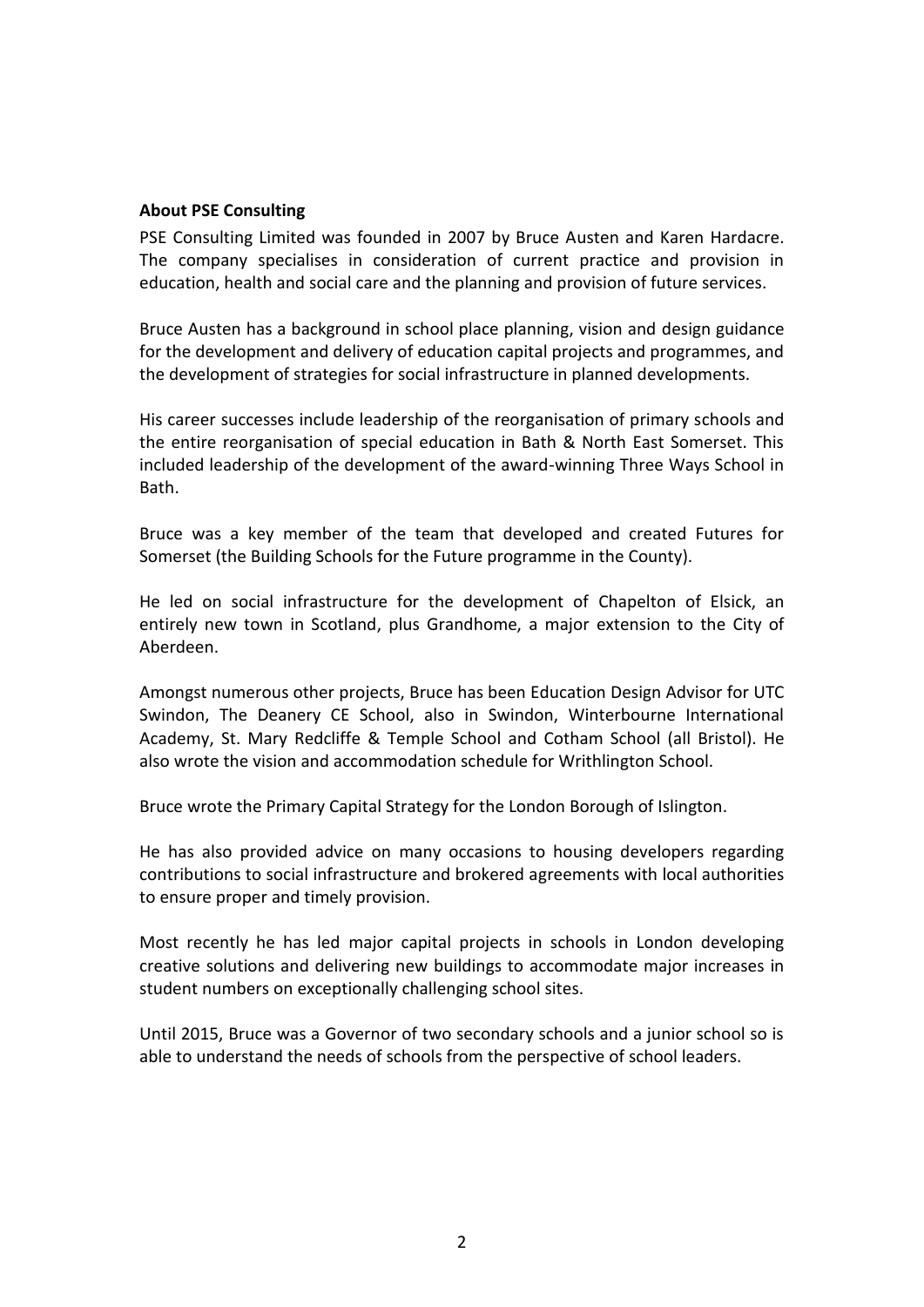**About PSE Consulting**

PSE Consulting Limited was founded in 2007 by Bruce Austen and Karen Hardacre. The company specialises in consideration of current practice and provision in education, health and social care and the planning and provision of future services.

Bruce Austen has a background in school place planning, vision and design guidance for the development and delivery of education capital projects and programmes, and the development of strategies for social infrastructure in planned developments.

His career successes include leadership of the reorganisation of primary schools and the entire reorganisation of special education in Bath & North East Somerset. This included leadership of the development of the award-winning Three Ways School in Bath.

Bruce was a key member of the team that developed and created Futures for Somerset (the Building Schools for the Future programme in the County).

He led on social infrastructure for the development of Chapelton of Elsick, an entirely new town in Scotland, plus Grandhome, a major extension to the City of Aberdeen.

Amongst numerous other projects, Bruce has been Education Design Advisor for UTC Swindon, The Deanery CE School, also in Swindon, Winterbourne International Academy, St. Mary Redcliffe & Temple School and Cotham School (all Bristol). He also wrote the vision and accommodation schedule for Writhlington School.

Bruce wrote the Primary Capital Strategy for the London Borough of Islington.

He has also provided advice on many occasions to housing developers regarding contributions to social infrastructure and brokered agreements with local authorities to ensure proper and timely provision.

Most recently he has led major capital projects in schools in London developing creative solutions and delivering new buildings to accommodate major increases in student numbers on exceptionally challenging school sites.

Until 2015, Bruce was a Governor of two secondary schools and a junior school so is able to understand the needs of schools from the perspective of school leaders.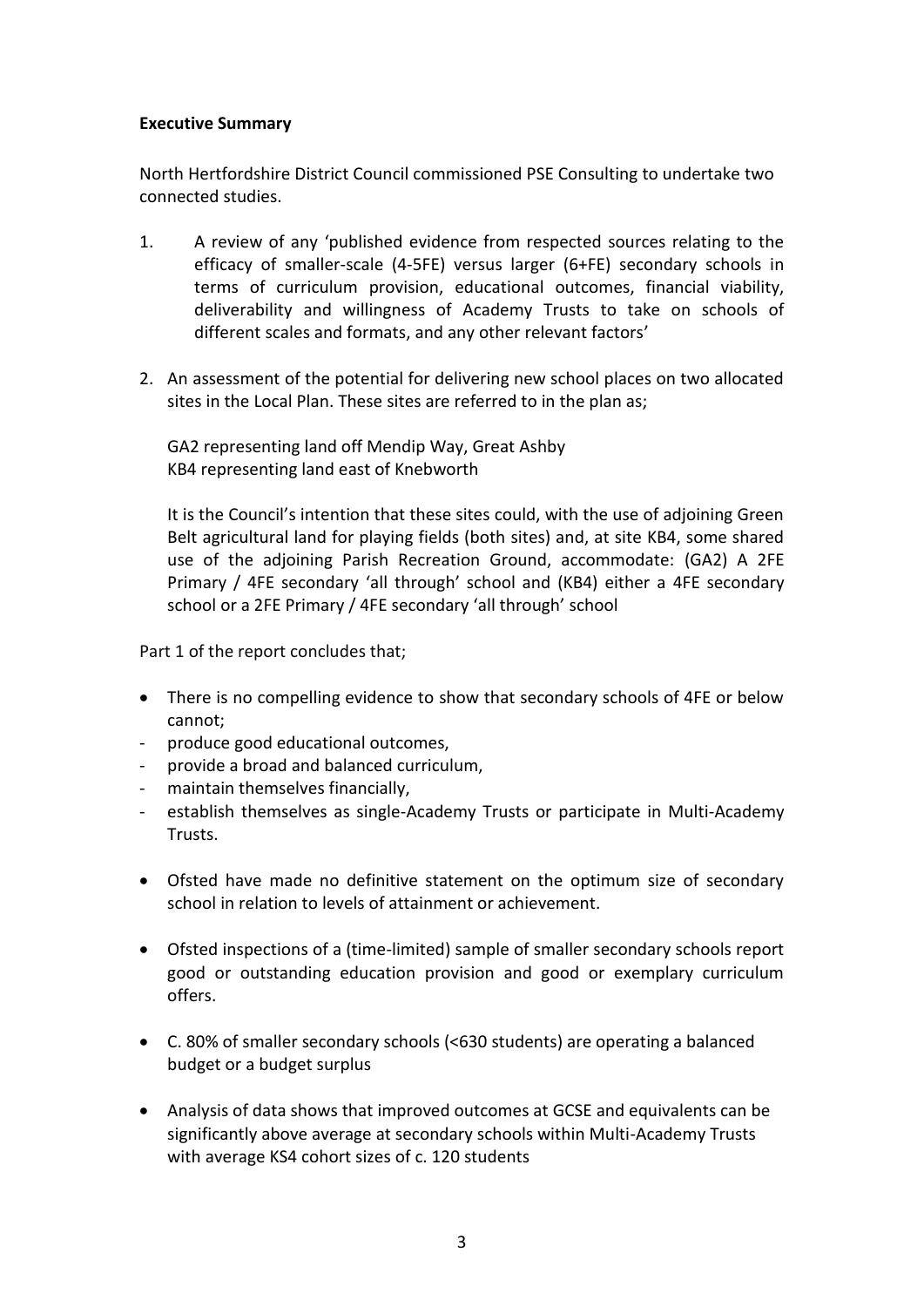**Executive Summary**

North Hertfordshire District Council commissioned PSE Consulting to undertake two connected studies.

1. A review of any 'published evidence from respected sources relating to the efficacy of smaller-scale (4-5FE) versus larger (6+FE) secondary schools in terms of curriculum provision, educational outcomes, financial viability, deliverability and willingness of Academy Trusts to take on schools of different scales and formats, and any other relevant factors'

2. An assessment of the potential for delivering new school places on two allocated sites in the Local Plan. These sites are referred to in the plan as;

   GA2 representing land off Mendip Way, Great Ashby
   KB4 representing land east of Knebworth

   It is the Council's intention that these sites could, with the use of adjoining Green Belt agricultural land for playing fields (both sites) and, at site KB4, some shared use of the adjoining Parish Recreation Ground, accommodate: (GA2) A 2FE Primary / 4FE secondary 'all through' school and (KB4) either a 4FE secondary school or a 2FE Primary / 4FE secondary 'all through' school

Part 1 of the report concludes that;

- There is no compelling evidence to show that secondary schools of 4FE or below cannot;
  - produce good educational outcomes,
  - provide a broad and balanced curriculum,
  - maintain themselves financially,
  - establish themselves as single-Academy Trusts or participate in Multi-Academy Trusts.

- Ofsted have made no definitive statement on the optimum size of secondary school in relation to levels of attainment or achievement.

- Ofsted inspections of a (time-limited) sample of smaller secondary schools report good or outstanding education provision and good or exemplary curriculum offers.

- C. 80% of smaller secondary schools (<630 students) are operating a balanced budget or a budget surplus

- Analysis of data shows that improved outcomes at GCSE and equivalents can be significantly above average at secondary schools within Multi-Academy Trusts with average KS4 cohort sizes of c. 120 students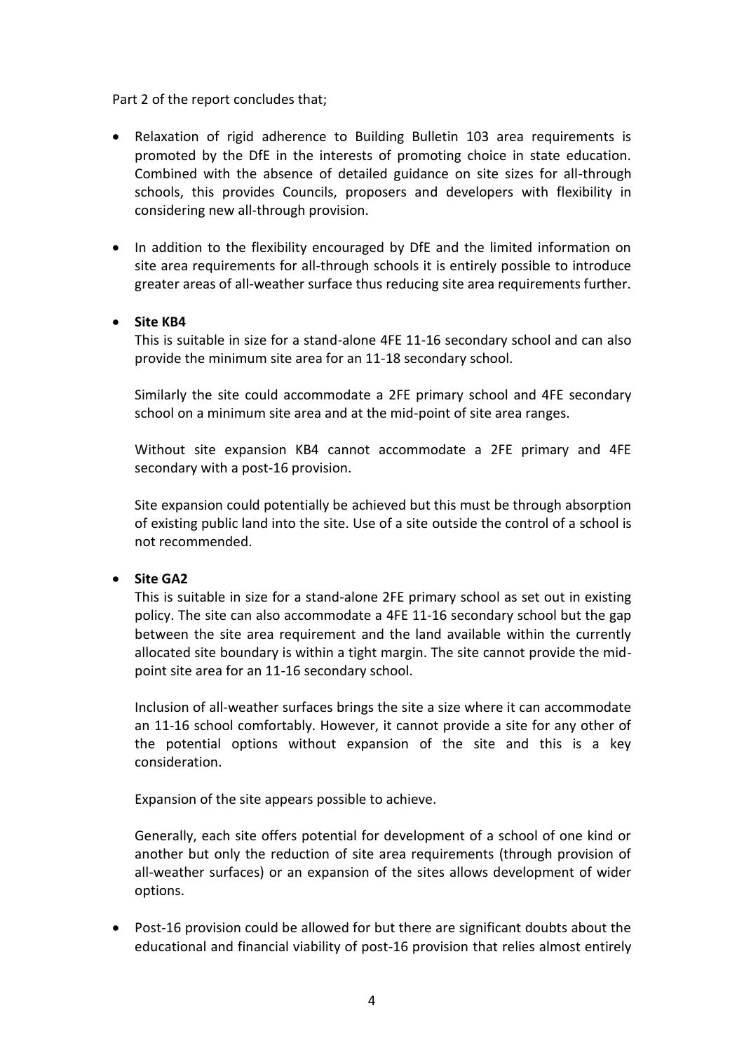Part 2 of the report concludes that;

- Relaxation of rigid adherence to Building Bulletin 103 area requirements is promoted by the DfE in the interests of promoting choice in state education. Combined with the absence of detailed guidance on site sizes for all-through schools, this provides Councils, proposers and developers with flexibility in considering new all-through provision.

- In addition to the flexibility encouraged by DfE and the limited information on site area requirements for all-through schools it is entirely possible to introduce greater areas of all-weather surface thus reducing site area requirements further.

- **Site KB4**

  This is suitable in size for a stand-alone 4FE 11-16 secondary school and can also provide the minimum site area for an 11-18 secondary school.

  Similarly the site could accommodate a 2FE primary school and 4FE secondary school on a minimum site area and at the mid-point of site area ranges.

  Without site expansion KB4 cannot accommodate a 2FE primary and 4FE secondary with a post-16 provision.

  Site expansion could potentially be achieved but this must be through absorption of existing public land into the site. Use of a site outside the control of a school is not recommended.

- **Site GA2**

  This is suitable in size for a stand-alone 2FE primary school as set out in existing policy. The site can also accommodate a 4FE 11-16 secondary school but the gap between the site area requirement and the land available within the currently allocated site boundary is within a tight margin. The site cannot provide the mid-point site area for an 11-16 secondary school.

  Inclusion of all-weather surfaces brings the site a size where it can accommodate an 11-16 school comfortably. However, it cannot provide a site for any other of the potential options without expansion of the site and this is a key consideration.

  Expansion of the site appears possible to achieve.

  Generally, each site offers potential for development of a school of one kind or another but only the reduction of site area requirements (through provision of all-weather surfaces) or an expansion of the sites allows development of wider options.

- Post-16 provision could be allowed for but there are significant doubts about the educational and financial viability of post-16 provision that relies almost entirely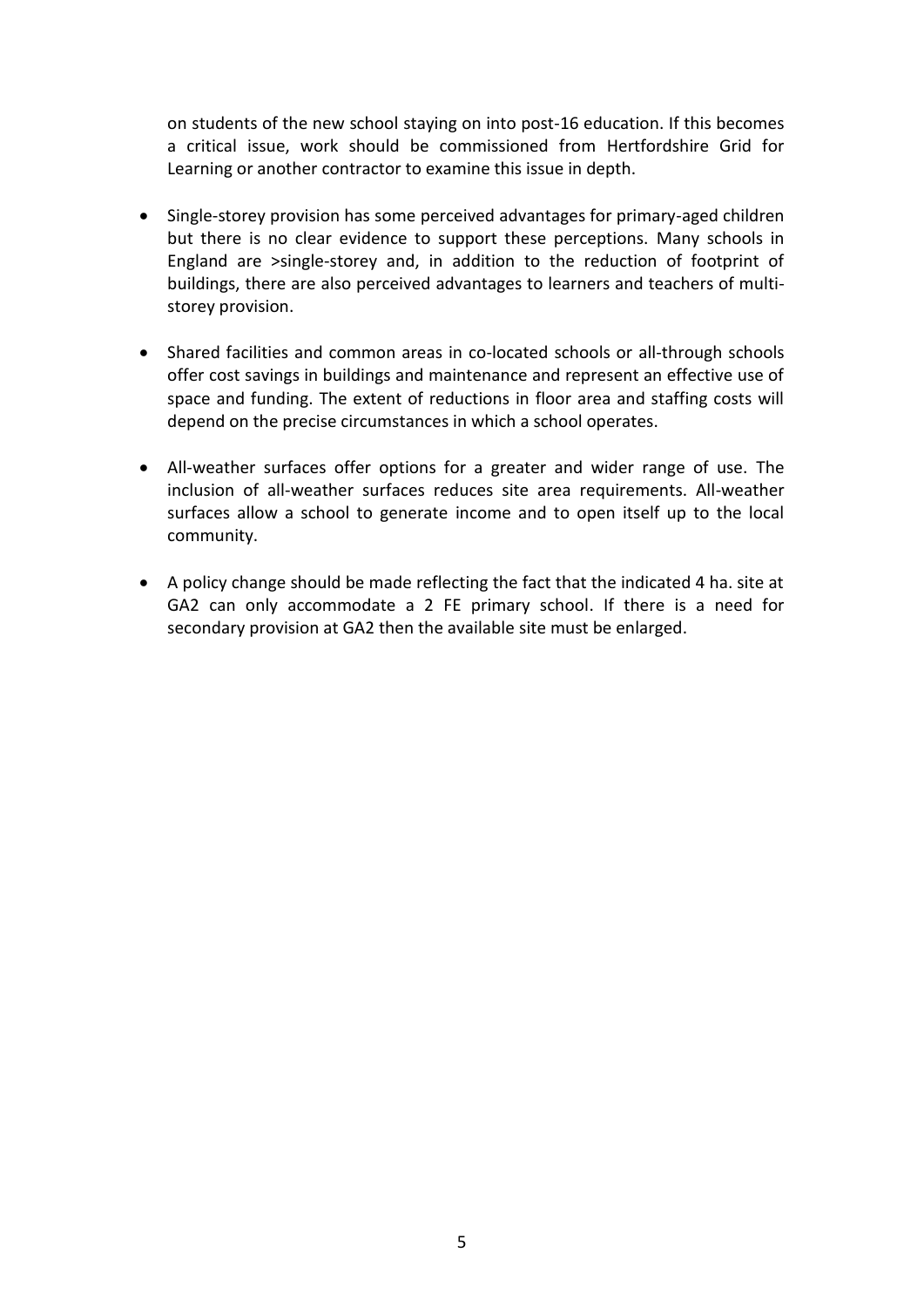on students of the new school staying on into post-16 education. If this becomes a critical issue, work should be commissioned from Hertfordshire Grid for Learning or another contractor to examine this issue in depth.

- Single-storey provision has some perceived advantages for primary-aged children but there is no clear evidence to support these perceptions. Many schools in England are >single-storey and, in addition to the reduction of footprint of buildings, there are also perceived advantages to learners and teachers of multi-storey provision.

- Shared facilities and common areas in co-located schools or all-through schools offer cost savings in buildings and maintenance and represent an effective use of space and funding. The extent of reductions in floor area and staffing costs will depend on the precise circumstances in which a school operates.

- All-weather surfaces offer options for a greater and wider range of use. The inclusion of all-weather surfaces reduces site area requirements. All-weather surfaces allow a school to generate income and to open itself up to the local community.

- A policy change should be made reflecting the fact that the indicated 4 ha. site at GA2 can only accommodate a 2 FE primary school. If there is a need for secondary provision at GA2 then the available site must be enlarged.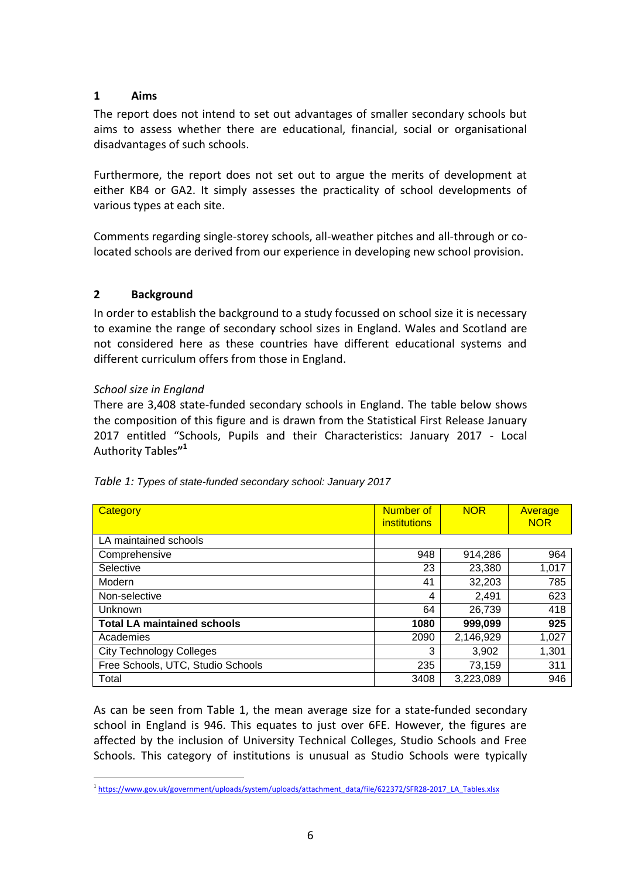## 1 Aims

The report does not intend to set out advantages of smaller secondary schools but aims to assess whether there are educational, financial, social or organisational disadvantages of such schools.

Furthermore, the report does not set out to argue the merits of development at either KB4 or GA2. It simply assesses the practicality of school developments of various types at each site.

Comments regarding single-storey schools, all-weather pitches and all-through or co-located schools are derived from our experience in developing new school provision.

## 2 Background

In order to establish the background to a study focussed on school size it is necessary to examine the range of secondary school sizes in England. Wales and Scotland are not considered here as these countries have different educational systems and different curriculum offers from those in England.

*School size in England*

There are 3,408 state-funded secondary schools in England. The table below shows the composition of this figure and is drawn from the Statistical First Release January 2017 entitled "Schools, Pupils and their Characteristics: January 2017 - Local Authority Tables"[1]

*Table 1: Types of state-funded secondary school: January 2017*

| Category | Number of institutions | NOR | Average NOR |
|---|---|---|---|
| LA maintained schools | | | |
| Comprehensive | 948 | 914,286 | 964 |
| Selective | 23 | 23,380 | 1,017 |
| Modern | 41 | 32,203 | 785 |
| Non-selective | 4 | 2,491 | 623 |
| Unknown | 64 | 26,739 | 418 |
| **Total LA maintained schools** | **1080** | **999,099** | **925** |
| Academies | 2090 | 2,146,929 | 1,027 |
| City Technology Colleges | 3 | 3,902 | 1,301 |
| Free Schools, UTC, Studio Schools | 235 | 73,159 | 311 |
| Total | 3408 | 3,223,089 | 946 |

As can be seen from Table 1, the mean average size for a state-funded secondary school in England is 946. This equates to just over 6FE. However, the figures are affected by the inclusion of University Technical Colleges, Studio Schools and Free Schools. This category of institutions is unusual as Studio Schools were typically

[1] https://www.gov.uk/government/uploads/system/uploads/attachment_data/file/622372/SFR28-2017_LA_Tables.xlsx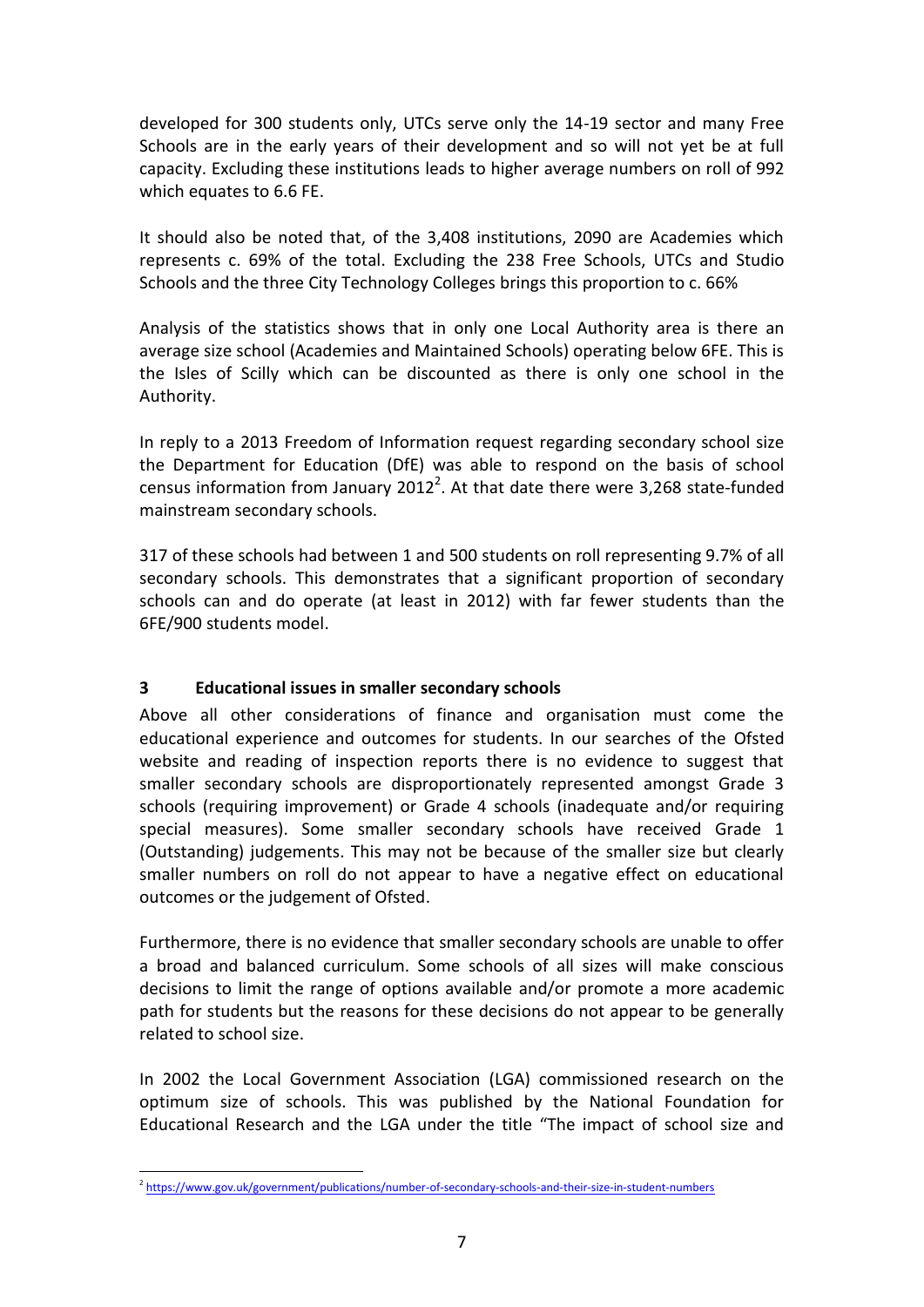developed for 300 students only, UTCs serve only the 14-19 sector and many Free Schools are in the early years of their development and so will not yet be at full capacity. Excluding these institutions leads to higher average numbers on roll of 992 which equates to 6.6 FE.

It should also be noted that, of the 3,408 institutions, 2090 are Academies which represents c. 69% of the total. Excluding the 238 Free Schools, UTCs and Studio Schools and the three City Technology Colleges brings this proportion to c. 66%

Analysis of the statistics shows that in only one Local Authority area is there an average size school (Academies and Maintained Schools) operating below 6FE. This is the Isles of Scilly which can be discounted as there is only one school in the Authority.

In reply to a 2013 Freedom of Information request regarding secondary school size the Department for Education (DfE) was able to respond on the basis of school census information from January 2012[2]. At that date there were 3,268 state-funded mainstream secondary schools.

317 of these schools had between 1 and 500 students on roll representing 9.7% of all secondary schools. This demonstrates that a significant proportion of secondary schools can and do operate (at least in 2012) with far fewer students than the 6FE/900 students model.

## 3 Educational issues in smaller secondary schools

Above all other considerations of finance and organisation must come the educational experience and outcomes for students. In our searches of the Ofsted website and reading of inspection reports there is no evidence to suggest that smaller secondary schools are disproportionately represented amongst Grade 3 schools (requiring improvement) or Grade 4 schools (inadequate and/or requiring special measures). Some smaller secondary schools have received Grade 1 (Outstanding) judgements. This may not be because of the smaller size but clearly smaller numbers on roll do not appear to have a negative effect on educational outcomes or the judgement of Ofsted.

Furthermore, there is no evidence that smaller secondary schools are unable to offer a broad and balanced curriculum. Some schools of all sizes will make conscious decisions to limit the range of options available and/or promote a more academic path for students but the reasons for these decisions do not appear to be generally related to school size.

In 2002 the Local Government Association (LGA) commissioned research on the optimum size of schools. This was published by the National Foundation for Educational Research and the LGA under the title "The impact of school size and

[2] https://www.gov.uk/government/publications/number-of-secondary-schools-and-their-size-in-student-numbers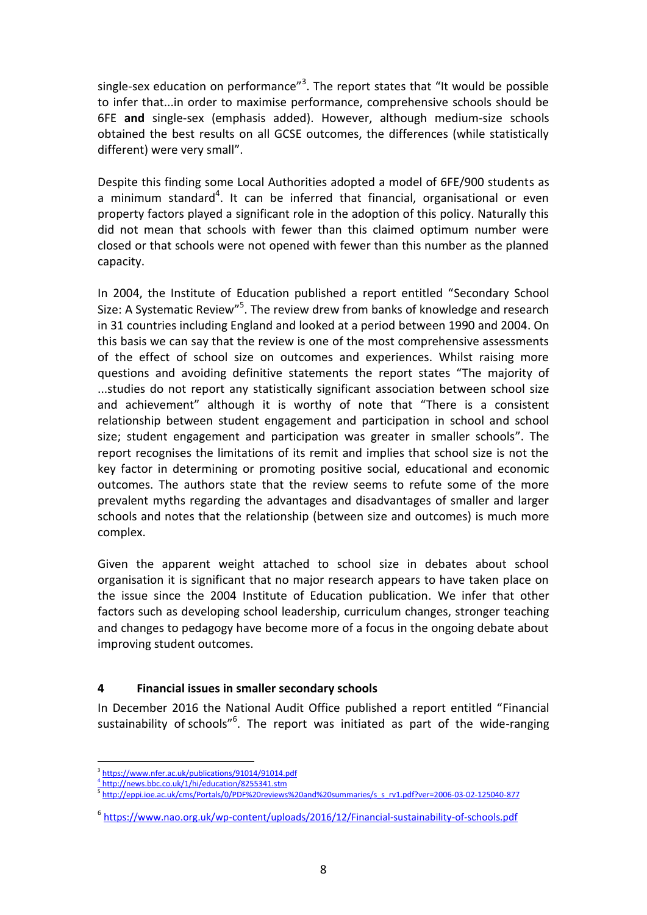single-sex education on performance"[3]. The report states that "It would be possible to infer that...in order to maximise performance, comprehensive schools should be 6FE **and** single-sex (emphasis added). However, although medium-size schools obtained the best results on all GCSE outcomes, the differences (while statistically different) were very small".

Despite this finding some Local Authorities adopted a model of 6FE/900 students as a minimum standard[4]. It can be inferred that financial, organisational or even property factors played a significant role in the adoption of this policy. Naturally this did not mean that schools with fewer than this claimed optimum number were closed or that schools were not opened with fewer than this number as the planned capacity.

In 2004, the Institute of Education published a report entitled "Secondary School Size: A Systematic Review"[5]. The review drew from banks of knowledge and research in 31 countries including England and looked at a period between 1990 and 2004. On this basis we can say that the review is one of the most comprehensive assessments of the effect of school size on outcomes and experiences. Whilst raising more questions and avoiding definitive statements the report states "The majority of ...studies do not report any statistically significant association between school size and achievement" although it is worthy of note that "There is a consistent relationship between student engagement and participation in school and school size; student engagement and participation was greater in smaller schools". The report recognises the limitations of its remit and implies that school size is not the key factor in determining or promoting positive social, educational and economic outcomes. The authors state that the review seems to refute some of the more prevalent myths regarding the advantages and disadvantages of smaller and larger schools and notes that the relationship (between size and outcomes) is much more complex.

Given the apparent weight attached to school size in debates about school organisation it is significant that no major research appears to have taken place on the issue since the 2004 Institute of Education publication. We infer that other factors such as developing school leadership, curriculum changes, stronger teaching and changes to pedagogy have become more of a focus in the ongoing debate about improving student outcomes.

## 4 Financial issues in smaller secondary schools

In December 2016 the National Audit Office published a report entitled "Financial sustainability of schools"[6]. The report was initiated as part of the wide-ranging

---

[3] https://www.nfer.ac.uk/publications/91014/91014.pdf

[4] http://news.bbc.co.uk/1/hi/education/8255341.stm

[5] http://eppi.ioe.ac.uk/cms/Portals/0/PDF%20reviews%20and%20summaries/s_s_rv1.pdf?ver=2006-03-02-125040-877

[6] https://www.nao.org.uk/wp-content/uploads/2016/12/Financial-sustainability-of-schools.pdf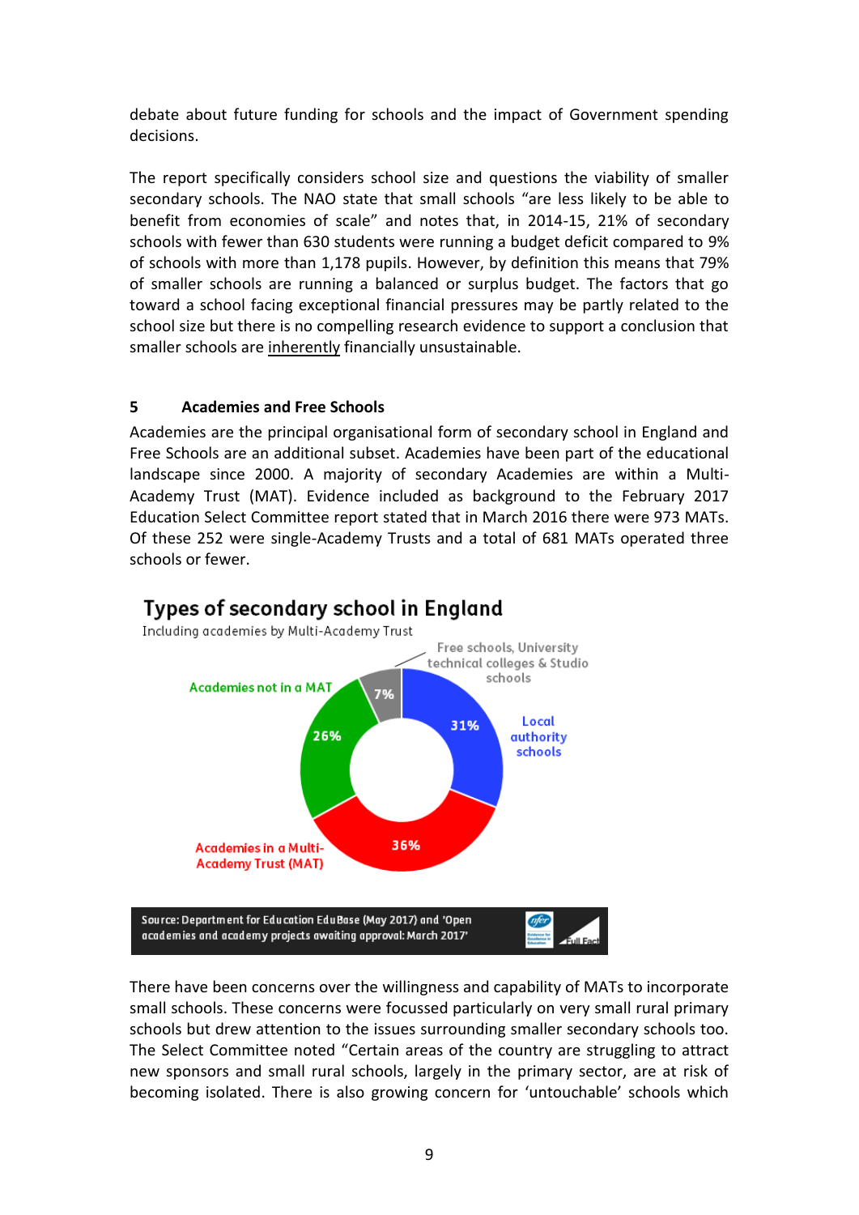debate about future funding for schools and the impact of Government spending decisions.

The report specifically considers school size and questions the viability of smaller secondary schools. The NAO state that small schools "are less likely to be able to benefit from economies of scale" and notes that, in 2014-15, 21% of secondary schools with fewer than 630 students were running a budget deficit compared to 9% of schools with more than 1,178 pupils. However, by definition this means that 79% of smaller schools are running a balanced or surplus budget. The factors that go toward a school facing exceptional financial pressures may be partly related to the school size but there is no compelling research evidence to support a conclusion that smaller schools are <u>inherently</u> financially unsustainable.

## 5 Academies and Free Schools

Academies are the principal organisational form of secondary school in England and Free Schools are an additional subset. Academies have been part of the educational landscape since 2000. A majority of secondary Academies are within a Multi-Academy Trust (MAT). Evidence included as background to the February 2017 Education Select Committee report stated that in March 2016 there were 973 MATs. Of these 252 were single-Academy Trusts and a total of 681 MATs operated three schools or fewer.

**Types of secondary school in England**

Including academies by Multi-Academy Trust

- Local authority schools: 31%
- Academies in a Multi-Academy Trust (MAT): 36%
- Academies not in a MAT: 26%
- Free schools, University technical colleges & Studio schools: 7%

Source: Department for Education EduBase (May 2017) and 'Open academies and academy projects awaiting approval: March 2017'

There have been concerns over the willingness and capability of MATs to incorporate small schools. These concerns were focussed particularly on very small rural primary schools but drew attention to the issues surrounding smaller secondary schools too. The Select Committee noted "Certain areas of the country are struggling to attract new sponsors and small rural schools, largely in the primary sector, are at risk of becoming isolated. There is also growing concern for 'untouchable' schools which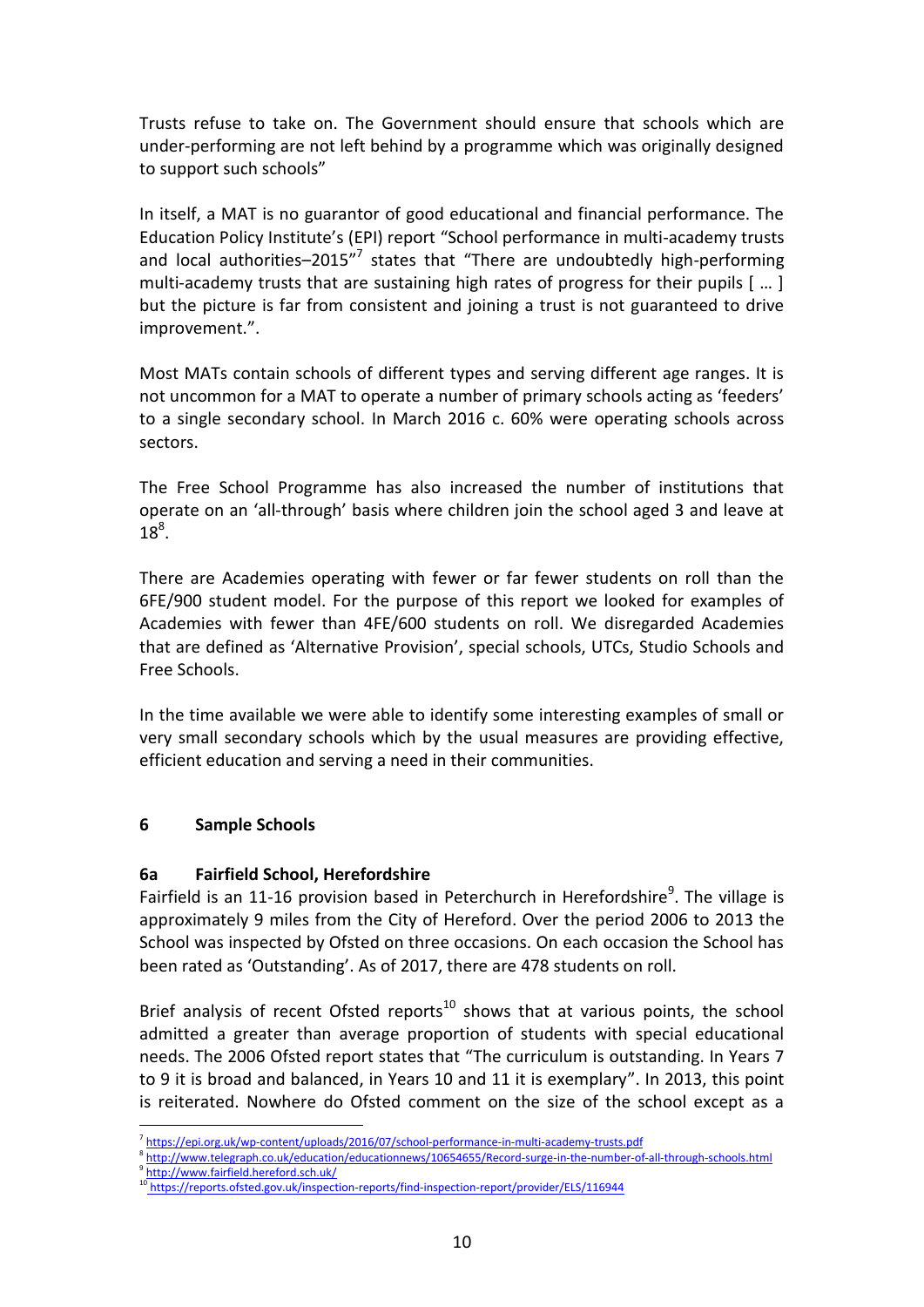Trusts refuse to take on. The Government should ensure that schools which are under-performing are not left behind by a programme which was originally designed to support such schools"

In itself, a MAT is no guarantor of good educational and financial performance. The Education Policy Institute's (EPI) report "School performance in multi-academy trusts and local authorities–2015"[7] states that "There are undoubtedly high-performing multi-academy trusts that are sustaining high rates of progress for their pupils [ … ] but the picture is far from consistent and joining a trust is not guaranteed to drive improvement.".

Most MATs contain schools of different types and serving different age ranges. It is not uncommon for a MAT to operate a number of primary schools acting as 'feeders' to a single secondary school. In March 2016 c. 60% were operating schools across sectors.

The Free School Programme has also increased the number of institutions that operate on an 'all-through' basis where children join the school aged 3 and leave at 18[8].

There are Academies operating with fewer or far fewer students on roll than the 6FE/900 student model. For the purpose of this report we looked for examples of Academies with fewer than 4FE/600 students on roll. We disregarded Academies that are defined as 'Alternative Provision', special schools, UTCs, Studio Schools and Free Schools.

In the time available we were able to identify some interesting examples of small or very small secondary schools which by the usual measures are providing effective, efficient education and serving a need in their communities.

## 6 Sample Schools

### 6a Fairfield School, Herefordshire

Fairfield is an 11-16 provision based in Peterchurch in Herefordshire[9]. The village is approximately 9 miles from the City of Hereford. Over the period 2006 to 2013 the School was inspected by Ofsted on three occasions. On each occasion the School has been rated as 'Outstanding'. As of 2017, there are 478 students on roll.

Brief analysis of recent Ofsted reports[10] shows that at various points, the school admitted a greater than average proportion of students with special educational needs. The 2006 Ofsted report states that "The curriculum is outstanding. In Years 7 to 9 it is broad and balanced, in Years 10 and 11 it is exemplary". In 2013, this point is reiterated. Nowhere do Ofsted comment on the size of the school except as a

---

[7] https://epi.org.uk/wp-content/uploads/2016/07/school-performance-in-multi-academy-trusts.pdf

[8] http://www.telegraph.co.uk/education/educationnews/10654655/Record-surge-in-the-number-of-all-through-schools.html

[9] http://www.fairfield.hereford.sch.uk/

[10] https://reports.ofsted.gov.uk/inspection-reports/find-inspection-report/provider/ELS/116944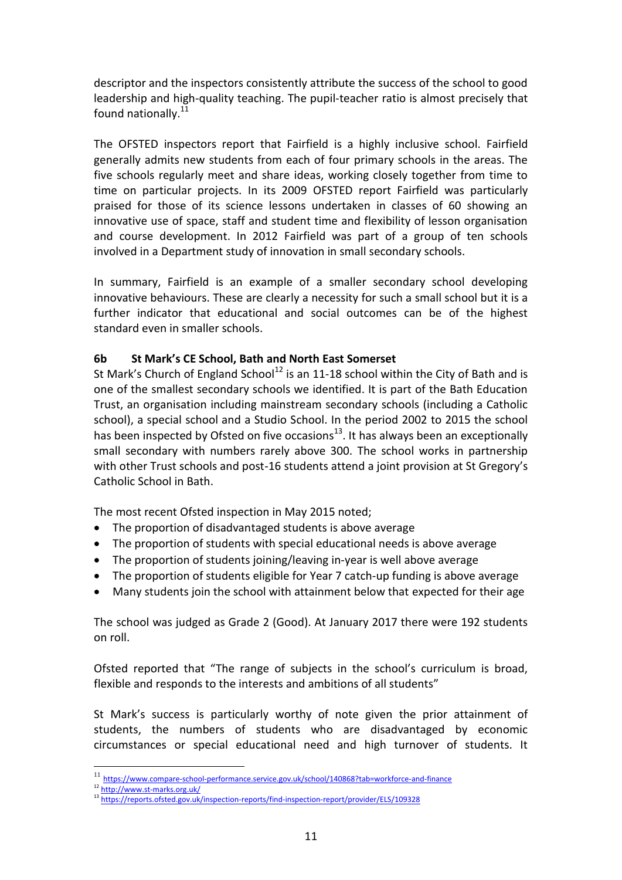descriptor and the inspectors consistently attribute the success of the school to good leadership and high-quality teaching. The pupil-teacher ratio is almost precisely that found nationally.[11]

The OFSTED inspectors report that Fairfield is a highly inclusive school. Fairfield generally admits new students from each of four primary schools in the areas. The five schools regularly meet and share ideas, working closely together from time to time on particular projects. In its 2009 OFSTED report Fairfield was particularly praised for those of its science lessons undertaken in classes of 60 showing an innovative use of space, staff and student time and flexibility of lesson organisation and course development. In 2012 Fairfield was part of a group of ten schools involved in a Department study of innovation in small secondary schools.

In summary, Fairfield is an example of a smaller secondary school developing innovative behaviours. These are clearly a necessity for such a small school but it is a further indicator that educational and social outcomes can be of the highest standard even in smaller schools.

### 6b St Mark's CE School, Bath and North East Somerset

St Mark's Church of England School[12] is an 11-18 school within the City of Bath and is one of the smallest secondary schools we identified. It is part of the Bath Education Trust, an organisation including mainstream secondary schools (including a Catholic school), a special school and a Studio School. In the period 2002 to 2015 the school has been inspected by Ofsted on five occasions[13]. It has always been an exceptionally small secondary with numbers rarely above 300. The school works in partnership with other Trust schools and post-16 students attend a joint provision at St Gregory's Catholic School in Bath.

The most recent Ofsted inspection in May 2015 noted;

- The proportion of disadvantaged students is above average
- The proportion of students with special educational needs is above average
- The proportion of students joining/leaving in-year is well above average
- The proportion of students eligible for Year 7 catch-up funding is above average
- Many students join the school with attainment below that expected for their age

The school was judged as Grade 2 (Good). At January 2017 there were 192 students on roll.

Ofsted reported that "The range of subjects in the school's curriculum is broad, flexible and responds to the interests and ambitions of all students"

St Mark's success is particularly worthy of note given the prior attainment of students, the numbers of students who are disadvantaged by economic circumstances or special educational need and high turnover of students. It

---

[11] https://www.compare-school-performance.service.gov.uk/school/140868?tab=workforce-and-finance

[12] http://www.st-marks.org.uk/

[13] https://reports.ofsted.gov.uk/inspection-reports/find-inspection-report/provider/ELS/109328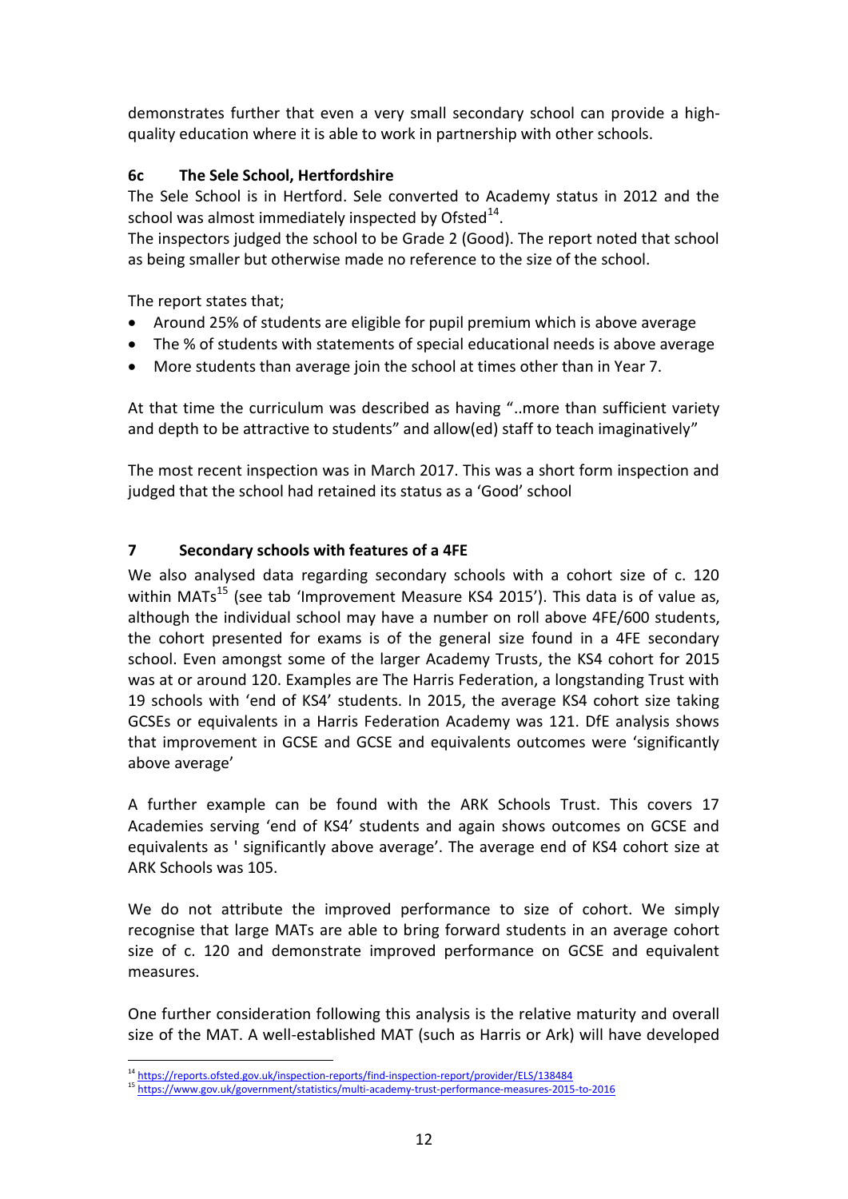demonstrates further that even a very small secondary school can provide a high-quality education where it is able to work in partnership with other schools.

### 6c The Sele School, Hertfordshire

The Sele School is in Hertford. Sele converted to Academy status in 2012 and the school was almost immediately inspected by Ofsted[14].

The inspectors judged the school to be Grade 2 (Good). The report noted that school as being smaller but otherwise made no reference to the size of the school.

The report states that;

- Around 25% of students are eligible for pupil premium which is above average
- The % of students with statements of special educational needs is above average
- More students than average join the school at times other than in Year 7.

At that time the curriculum was described as having "..more than sufficient variety and depth to be attractive to students" and allow(ed) staff to teach imaginatively"

The most recent inspection was in March 2017. This was a short form inspection and judged that the school had retained its status as a 'Good' school

## 7 Secondary schools with features of a 4FE

We also analysed data regarding secondary schools with a cohort size of c. 120 within MATs[15] (see tab 'Improvement Measure KS4 2015'). This data is of value as, although the individual school may have a number on roll above 4FE/600 students, the cohort presented for exams is of the general size found in a 4FE secondary school. Even amongst some of the larger Academy Trusts, the KS4 cohort for 2015 was at or around 120. Examples are The Harris Federation, a longstanding Trust with 19 schools with 'end of KS4' students. In 2015, the average KS4 cohort size taking GCSEs or equivalents in a Harris Federation Academy was 121. DfE analysis shows that improvement in GCSE and GCSE and equivalents outcomes were 'significantly above average'

A further example can be found with the ARK Schools Trust. This covers 17 Academies serving 'end of KS4' students and again shows outcomes on GCSE and equivalents as ' significantly above average'. The average end of KS4 cohort size at ARK Schools was 105.

We do not attribute the improved performance to size of cohort. We simply recognise that large MATs are able to bring forward students in an average cohort size of c. 120 and demonstrate improved performance on GCSE and equivalent measures.

One further consideration following this analysis is the relative maturity and overall size of the MAT. A well-established MAT (such as Harris or Ark) will have developed

[14] https://reports.ofsted.gov.uk/inspection-reports/find-inspection-report/provider/ELS/138484

[15] https://www.gov.uk/government/statistics/multi-academy-trust-performance-measures-2015-to-2016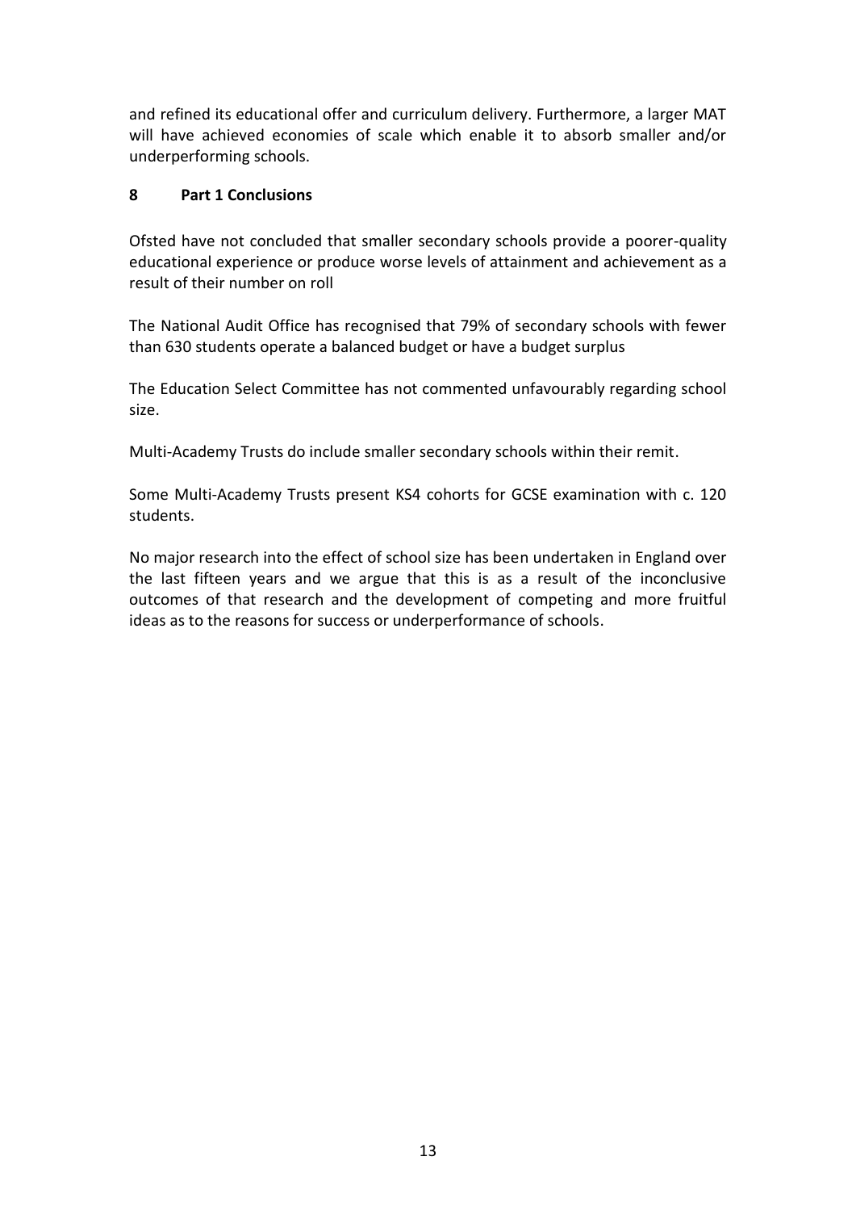and refined its educational offer and curriculum delivery. Furthermore, a larger MAT will have achieved economies of scale which enable it to absorb smaller and/or underperforming schools.

## 8 Part 1 Conclusions

Ofsted have not concluded that smaller secondary schools provide a poorer-quality educational experience or produce worse levels of attainment and achievement as a result of their number on roll

The National Audit Office has recognised that 79% of secondary schools with fewer than 630 students operate a balanced budget or have a budget surplus

The Education Select Committee has not commented unfavourably regarding school size.

Multi-Academy Trusts do include smaller secondary schools within their remit.

Some Multi-Academy Trusts present KS4 cohorts for GCSE examination with c. 120 students.

No major research into the effect of school size has been undertaken in England over the last fifteen years and we argue that this is as a result of the inconclusive outcomes of that research and the development of competing and more fruitful ideas as to the reasons for success or underperformance of schools.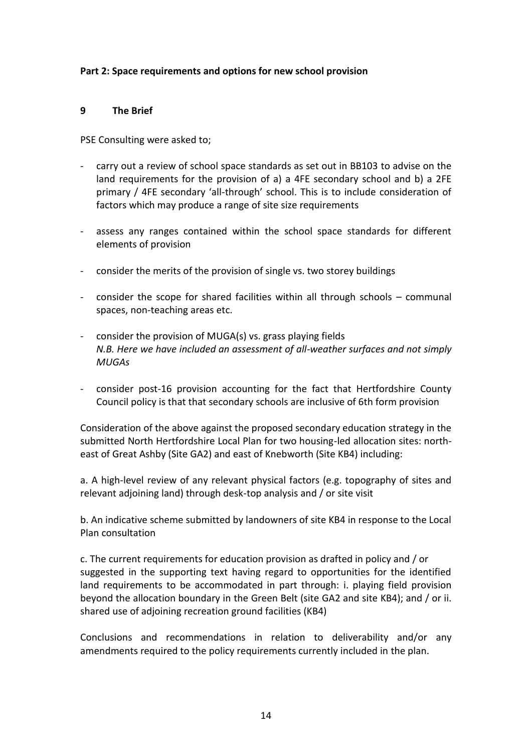**Part 2: Space requirements and options for new school provision**

## 9 The Brief

PSE Consulting were asked to;

- carry out a review of school space standards as set out in BB103 to advise on the land requirements for the provision of a) a 4FE secondary school and b) a 2FE primary / 4FE secondary 'all-through' school. This is to include consideration of factors which may produce a range of site size requirements
- assess any ranges contained within the school space standards for different elements of provision
- consider the merits of the provision of single vs. two storey buildings
- consider the scope for shared facilities within all through schools – communal spaces, non-teaching areas etc.
- consider the provision of MUGA(s) vs. grass playing fields  
  *N.B. Here we have included an assessment of all-weather surfaces and not simply MUGAs*
- consider post-16 provision accounting for the fact that Hertfordshire County Council policy is that that secondary schools are inclusive of 6th form provision

Consideration of the above against the proposed secondary education strategy in the submitted North Hertfordshire Local Plan for two housing-led allocation sites: north-east of Great Ashby (Site GA2) and east of Knebworth (Site KB4) including:

a. A high-level review of any relevant physical factors (e.g. topography of sites and relevant adjoining land) through desk-top analysis and / or site visit

b. An indicative scheme submitted by landowners of site KB4 in response to the Local Plan consultation

c. The current requirements for education provision as drafted in policy and / or suggested in the supporting text having regard to opportunities for the identified land requirements to be accommodated in part through: i. playing field provision beyond the allocation boundary in the Green Belt (site GA2 and site KB4); and / or ii. shared use of adjoining recreation ground facilities (KB4)

Conclusions and recommendations in relation to deliverability and/or any amendments required to the policy requirements currently included in the plan.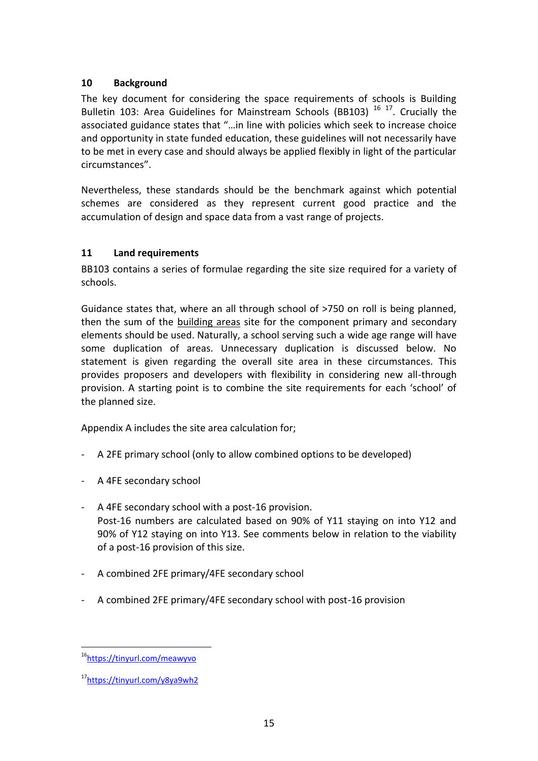## 10 Background

The key document for considering the space requirements of schools is Building Bulletin 103: Area Guidelines for Mainstream Schools (BB103) [16] [17]. Crucially the associated guidance states that "…in line with policies which seek to increase choice and opportunity in state funded education, these guidelines will not necessarily have to be met in every case and should always be applied flexibly in light of the particular circumstances".

Nevertheless, these standards should be the benchmark against which potential schemes are considered as they represent current good practice and the accumulation of design and space data from a vast range of projects.

## 11 Land requirements

BB103 contains a series of formulae regarding the site size required for a variety of schools.

Guidance states that, where an all through school of >750 on roll is being planned, then the sum of the building areas site for the component primary and secondary elements should be used. Naturally, a school serving such a wide age range will have some duplication of areas. Unnecessary duplication is discussed below. No statement is given regarding the overall site area in these circumstances. This provides proposers and developers with flexibility in considering new all-through provision. A starting point is to combine the site requirements for each 'school' of the planned size.

Appendix A includes the site area calculation for;

- A 2FE primary school (only to allow combined options to be developed)
- A 4FE secondary school
- A 4FE secondary school with a post-16 provision.
  Post-16 numbers are calculated based on 90% of Y11 staying on into Y12 and 90% of Y12 staying on into Y13. See comments below in relation to the viability of a post-16 provision of this size.
- A combined 2FE primary/4FE secondary school
- A combined 2FE primary/4FE secondary school with post-16 provision

[16] https://tinyurl.com/meawyvo

[17] https://tinyurl.com/y8ya9wh2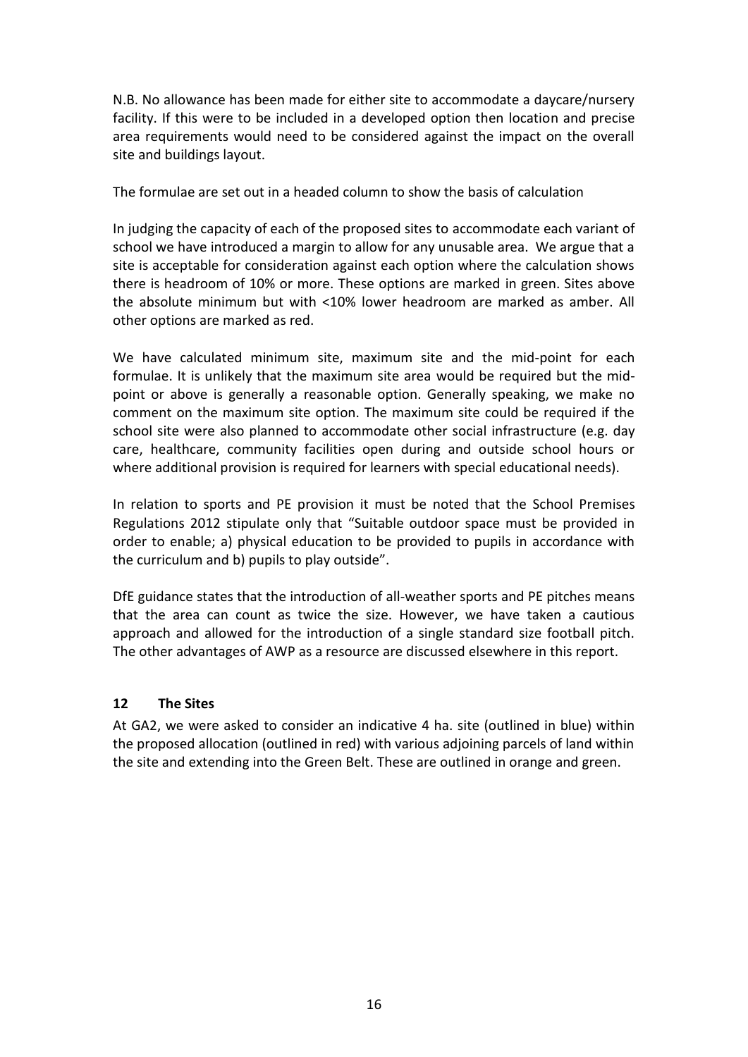N.B. No allowance has been made for either site to accommodate a daycare/nursery facility. If this were to be included in a developed option then location and precise area requirements would need to be considered against the impact on the overall site and buildings layout.

The formulae are set out in a headed column to show the basis of calculation

In judging the capacity of each of the proposed sites to accommodate each variant of school we have introduced a margin to allow for any unusable area. We argue that a site is acceptable for consideration against each option where the calculation shows there is headroom of 10% or more. These options are marked in green. Sites above the absolute minimum but with <10% lower headroom are marked as amber. All other options are marked as red.

We have calculated minimum site, maximum site and the mid-point for each formulae. It is unlikely that the maximum site area would be required but the mid-point or above is generally a reasonable option. Generally speaking, we make no comment on the maximum site option. The maximum site could be required if the school site were also planned to accommodate other social infrastructure (e.g. day care, healthcare, community facilities open during and outside school hours or where additional provision is required for learners with special educational needs).

In relation to sports and PE provision it must be noted that the School Premises Regulations 2012 stipulate only that "Suitable outdoor space must be provided in order to enable; a) physical education to be provided to pupils in accordance with the curriculum and b) pupils to play outside".

DfE guidance states that the introduction of all-weather sports and PE pitches means that the area can count as twice the size. However, we have taken a cautious approach and allowed for the introduction of a single standard size football pitch. The other advantages of AWP as a resource are discussed elsewhere in this report.

## 12 The Sites

At GA2, we were asked to consider an indicative 4 ha. site (outlined in blue) within the proposed allocation (outlined in red) with various adjoining parcels of land within the site and extending into the Green Belt. These are outlined in orange and green.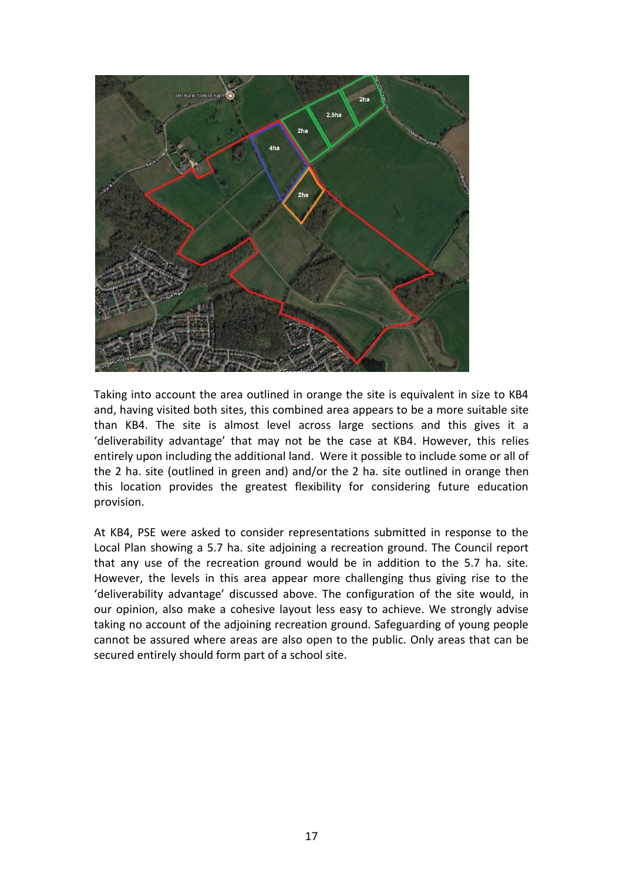Taking into account the area outlined in orange the site is equivalent in size to KB4 and, having visited both sites, this combined area appears to be a more suitable site than KB4. The site is almost level across large sections and this gives it a 'deliverability advantage' that may not be the case at KB4. However, this relies entirely upon including the additional land. Were it possible to include some or all of the 2 ha. site (outlined in green and) and/or the 2 ha. site outlined in orange then this location provides the greatest flexibility for considering future education provision.

At KB4, PSE were asked to consider representations submitted in response to the Local Plan showing a 5.7 ha. site adjoining a recreation ground. The Council report that any use of the recreation ground would be in addition to the 5.7 ha. site. However, the levels in this area appear more challenging thus giving rise to the 'deliverability advantage' discussed above. The configuration of the site would, in our opinion, also make a cohesive layout less easy to achieve. We strongly advise taking no account of the adjoining recreation ground. Safeguarding of young people cannot be assured where areas are also open to the public. Only areas that can be secured entirely should form part of a school site.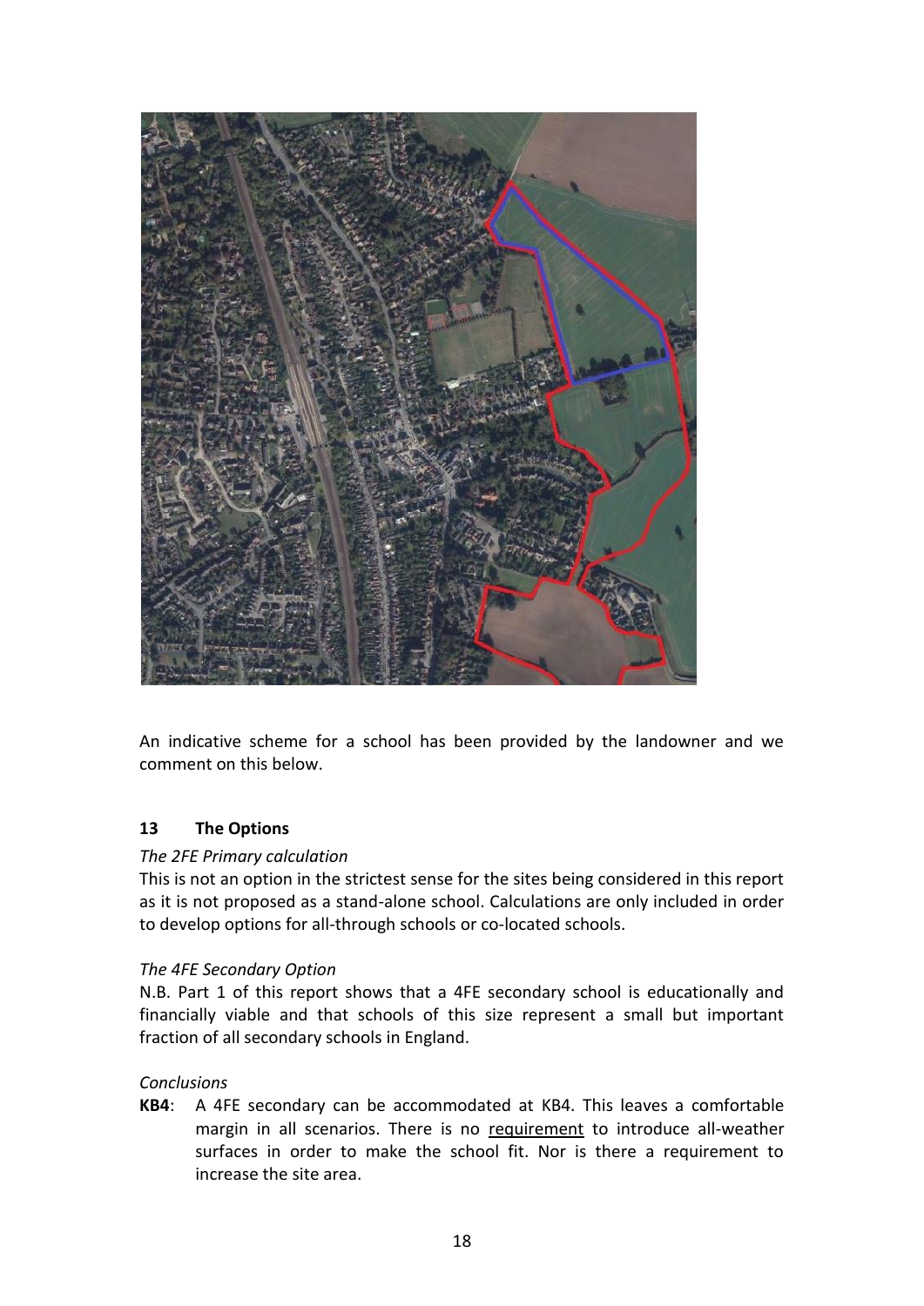An indicative scheme for a school has been provided by the landowner and we comment on this below.

## 13 The Options

*The 2FE Primary calculation*

This is not an option in the strictest sense for the sites being considered in this report as it is not proposed as a stand-alone school. Calculations are only included in order to develop options for all-through schools or co-located schools.

*The 4FE Secondary Option*

N.B. Part 1 of this report shows that a 4FE secondary school is educationally and financially viable and that schools of this size represent a small but important fraction of all secondary schools in England.

*Conclusions*

**KB4**: A 4FE secondary can be accommodated at KB4. This leaves a comfortable margin in all scenarios. There is no requirement to introduce all-weather surfaces in order to make the school fit. Nor is there a requirement to increase the site area.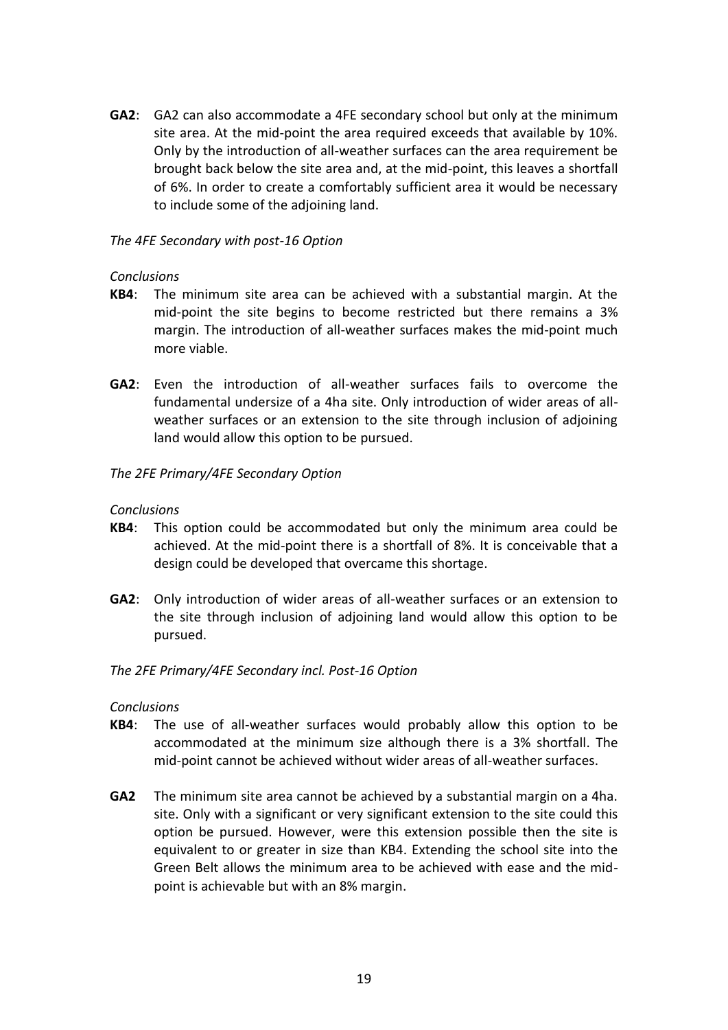**GA2**: GA2 can also accommodate a 4FE secondary school but only at the minimum site area. At the mid-point the area required exceeds that available by 10%. Only by the introduction of all-weather surfaces can the area requirement be brought back below the site area and, at the mid-point, this leaves a shortfall of 6%. In order to create a comfortably sufficient area it would be necessary to include some of the adjoining land.

*The 4FE Secondary with post-16 Option*

*Conclusions*

**KB4**: The minimum site area can be achieved with a substantial margin. At the mid-point the site begins to become restricted but there remains a 3% margin. The introduction of all-weather surfaces makes the mid-point much more viable.

**GA2**: Even the introduction of all-weather surfaces fails to overcome the fundamental undersize of a 4ha site. Only introduction of wider areas of all-weather surfaces or an extension to the site through inclusion of adjoining land would allow this option to be pursued.

*The 2FE Primary/4FE Secondary Option*

*Conclusions*

**KB4**: This option could be accommodated but only the minimum area could be achieved. At the mid-point there is a shortfall of 8%. It is conceivable that a design could be developed that overcame this shortage.

**GA2**: Only introduction of wider areas of all-weather surfaces or an extension to the site through inclusion of adjoining land would allow this option to be pursued.

*The 2FE Primary/4FE Secondary incl. Post-16 Option*

*Conclusions*

**KB4**: The use of all-weather surfaces would probably allow this option to be accommodated at the minimum size although there is a 3% shortfall. The mid-point cannot be achieved without wider areas of all-weather surfaces.

**GA2** The minimum site area cannot be achieved by a substantial margin on a 4ha. site. Only with a significant or very significant extension to the site could this option be pursued. However, were this extension possible then the site is equivalent to or greater in size than KB4. Extending the school site into the Green Belt allows the minimum area to be achieved with ease and the mid-point is achievable but with an 8% margin.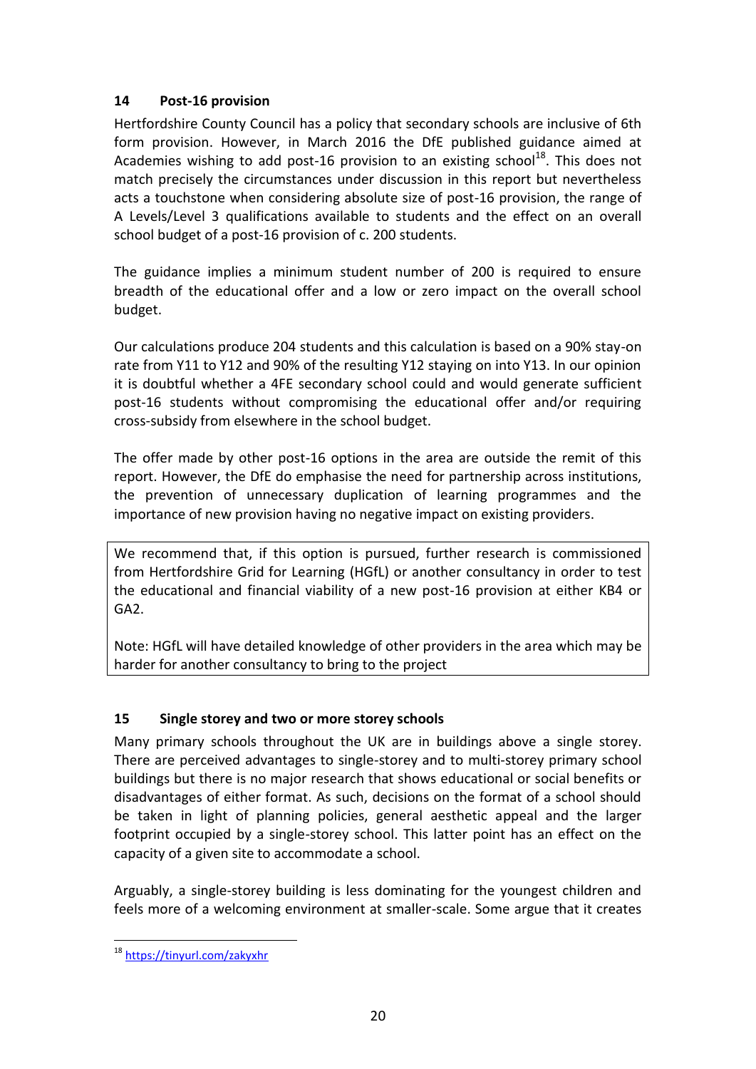## 14 Post-16 provision

Hertfordshire County Council has a policy that secondary schools are inclusive of 6th form provision. However, in March 2016 the DfE published guidance aimed at Academies wishing to add post-16 provision to an existing school[18]. This does not match precisely the circumstances under discussion in this report but nevertheless acts a touchstone when considering absolute size of post-16 provision, the range of A Levels/Level 3 qualifications available to students and the effect on an overall school budget of a post-16 provision of c. 200 students.

The guidance implies a minimum student number of 200 is required to ensure breadth of the educational offer and a low or zero impact on the overall school budget.

Our calculations produce 204 students and this calculation is based on a 90% stay-on rate from Y11 to Y12 and 90% of the resulting Y12 staying on into Y13. In our opinion it is doubtful whether a 4FE secondary school could and would generate sufficient post-16 students without compromising the educational offer and/or requiring cross-subsidy from elsewhere in the school budget.

The offer made by other post-16 options in the area are outside the remit of this report. However, the DfE do emphasise the need for partnership across institutions, the prevention of unnecessary duplication of learning programmes and the importance of new provision having no negative impact on existing providers.

> We recommend that, if this option is pursued, further research is commissioned from Hertfordshire Grid for Learning (HGfL) or another consultancy in order to test the educational and financial viability of a new post-16 provision at either KB4 or GA2.
>
> Note: HGfL will have detailed knowledge of other providers in the area which may be harder for another consultancy to bring to the project

## 15 Single storey and two or more storey schools

Many primary schools throughout the UK are in buildings above a single storey. There are perceived advantages to single-storey and to multi-storey primary school buildings but there is no major research that shows educational or social benefits or disadvantages of either format. As such, decisions on the format of a school should be taken in light of planning policies, general aesthetic appeal and the larger footprint occupied by a single-storey school. This latter point has an effect on the capacity of a given site to accommodate a school.

Arguably, a single-storey building is less dominating for the youngest children and feels more of a welcoming environment at smaller-scale. Some argue that it creates

[18] https://tinyurl.com/zakyxhr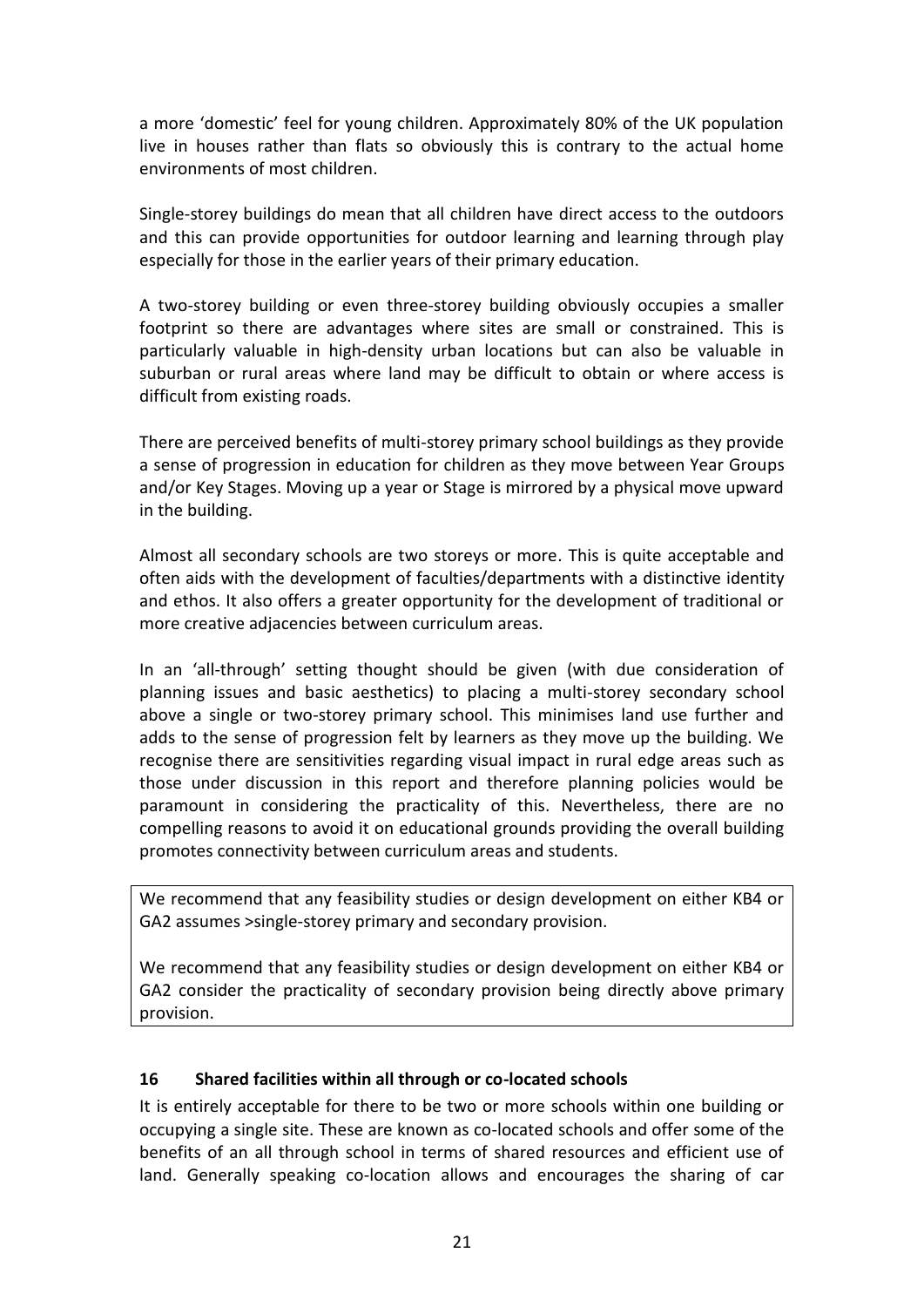a more 'domestic' feel for young children. Approximately 80% of the UK population live in houses rather than flats so obviously this is contrary to the actual home environments of most children.

Single-storey buildings do mean that all children have direct access to the outdoors and this can provide opportunities for outdoor learning and learning through play especially for those in the earlier years of their primary education.

A two-storey building or even three-storey building obviously occupies a smaller footprint so there are advantages where sites are small or constrained. This is particularly valuable in high-density urban locations but can also be valuable in suburban or rural areas where land may be difficult to obtain or where access is difficult from existing roads.

There are perceived benefits of multi-storey primary school buildings as they provide a sense of progression in education for children as they move between Year Groups and/or Key Stages. Moving up a year or Stage is mirrored by a physical move upward in the building.

Almost all secondary schools are two storeys or more. This is quite acceptable and often aids with the development of faculties/departments with a distinctive identity and ethos. It also offers a greater opportunity for the development of traditional or more creative adjacencies between curriculum areas.

In an 'all-through' setting thought should be given (with due consideration of planning issues and basic aesthetics) to placing a multi-storey secondary school above a single or two-storey primary school. This minimises land use further and adds to the sense of progression felt by learners as they move up the building. We recognise there are sensitivities regarding visual impact in rural edge areas such as those under discussion in this report and therefore planning policies would be paramount in considering the practicality of this. Nevertheless, there are no compelling reasons to avoid it on educational grounds providing the overall building promotes connectivity between curriculum areas and students.

We recommend that any feasibility studies or design development on either KB4 or GA2 assumes >single-storey primary and secondary provision.

We recommend that any feasibility studies or design development on either KB4 or GA2 consider the practicality of secondary provision being directly above primary provision.

## 16 Shared facilities within all through or co-located schools

It is entirely acceptable for there to be two or more schools within one building or occupying a single site. These are known as co-located schools and offer some of the benefits of an all through school in terms of shared resources and efficient use of land. Generally speaking co-location allows and encourages the sharing of car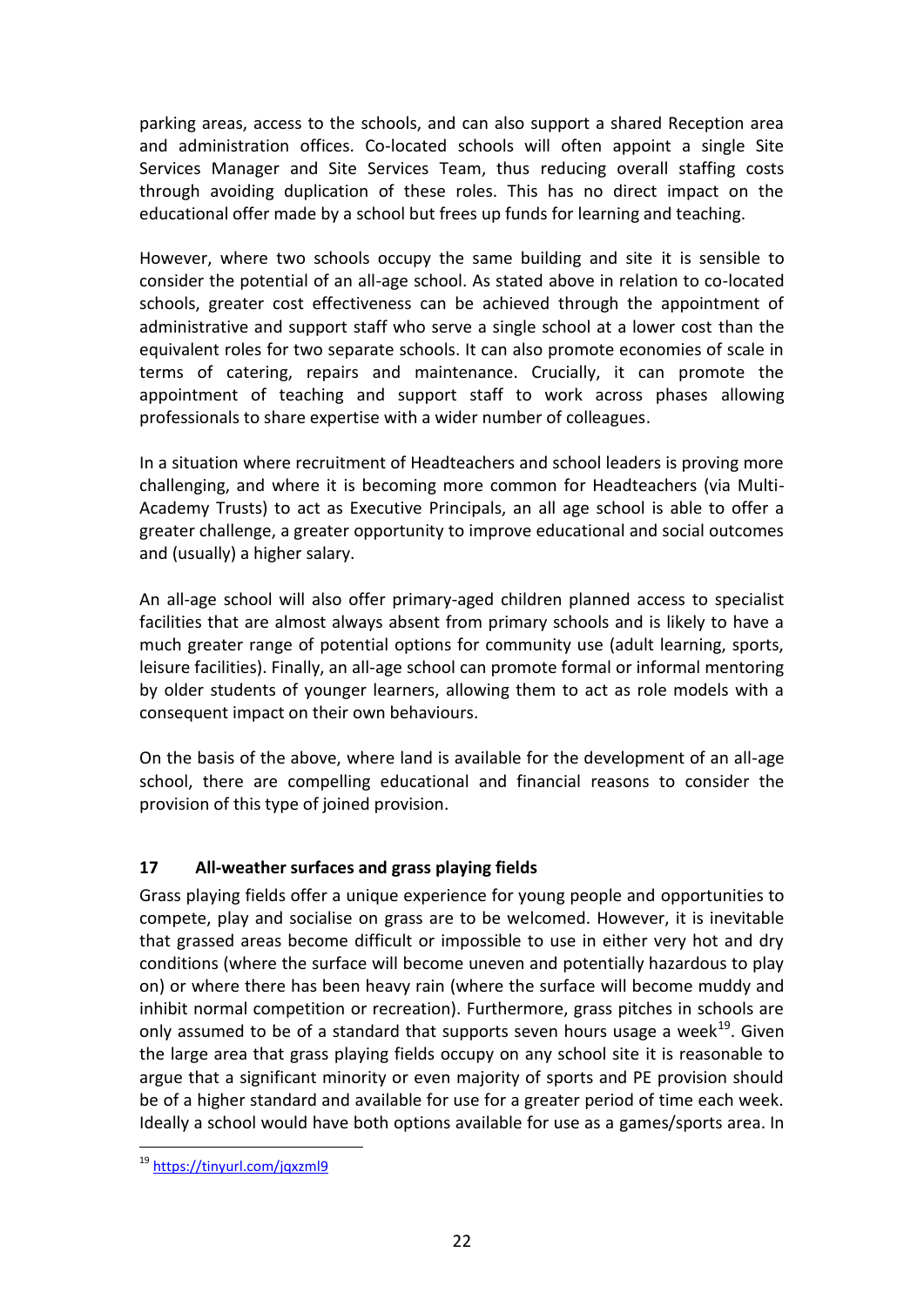parking areas, access to the schools, and can also support a shared Reception area and administration offices. Co-located schools will often appoint a single Site Services Manager and Site Services Team, thus reducing overall staffing costs through avoiding duplication of these roles. This has no direct impact on the educational offer made by a school but frees up funds for learning and teaching.

However, where two schools occupy the same building and site it is sensible to consider the potential of an all-age school. As stated above in relation to co-located schools, greater cost effectiveness can be achieved through the appointment of administrative and support staff who serve a single school at a lower cost than the equivalent roles for two separate schools. It can also promote economies of scale in terms of catering, repairs and maintenance. Crucially, it can promote the appointment of teaching and support staff to work across phases allowing professionals to share expertise with a wider number of colleagues.

In a situation where recruitment of Headteachers and school leaders is proving more challenging, and where it is becoming more common for Headteachers (via Multi-Academy Trusts) to act as Executive Principals, an all age school is able to offer a greater challenge, a greater opportunity to improve educational and social outcomes and (usually) a higher salary.

An all-age school will also offer primary-aged children planned access to specialist facilities that are almost always absent from primary schools and is likely to have a much greater range of potential options for community use (adult learning, sports, leisure facilities). Finally, an all-age school can promote formal or informal mentoring by older students of younger learners, allowing them to act as role models with a consequent impact on their own behaviours.

On the basis of the above, where land is available for the development of an all-age school, there are compelling educational and financial reasons to consider the provision of this type of joined provision.

## 17 All-weather surfaces and grass playing fields

Grass playing fields offer a unique experience for young people and opportunities to compete, play and socialise on grass are to be welcomed. However, it is inevitable that grassed areas become difficult or impossible to use in either very hot and dry conditions (where the surface will become uneven and potentially hazardous to play on) or where there has been heavy rain (where the surface will become muddy and inhibit normal competition or recreation). Furthermore, grass pitches in schools are only assumed to be of a standard that supports seven hours usage a week[19]. Given the large area that grass playing fields occupy on any school site it is reasonable to argue that a significant minority or even majority of sports and PE provision should be of a higher standard and available for use for a greater period of time each week. Ideally a school would have both options available for use as a games/sports area. In

[19] https://tinyurl.com/jqxzml9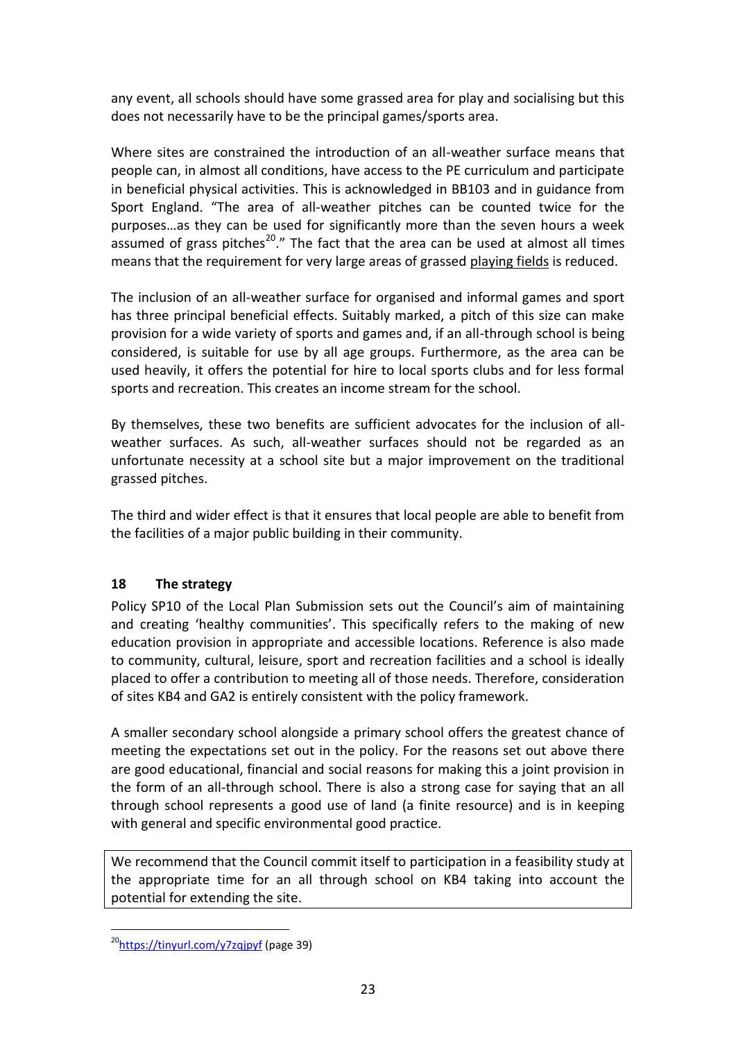any event, all schools should have some grassed area for play and socialising but this does not necessarily have to be the principal games/sports area.

Where sites are constrained the introduction of an all-weather surface means that people can, in almost all conditions, have access to the PE curriculum and participate in beneficial physical activities. This is acknowledged in BB103 and in guidance from Sport England. "The area of all-weather pitches can be counted twice for the purposes…as they can be used for significantly more than the seven hours a week assumed of grass pitches[20]." The fact that the area can be used at almost all times means that the requirement for very large areas of grassed playing fields is reduced.

The inclusion of an all-weather surface for organised and informal games and sport has three principal beneficial effects. Suitably marked, a pitch of this size can make provision for a wide variety of sports and games and, if an all-through school is being considered, is suitable for use by all age groups. Furthermore, as the area can be used heavily, it offers the potential for hire to local sports clubs and for less formal sports and recreation. This creates an income stream for the school.

By themselves, these two benefits are sufficient advocates for the inclusion of all-weather surfaces. As such, all-weather surfaces should not be regarded as an unfortunate necessity at a school site but a major improvement on the traditional grassed pitches.

The third and wider effect is that it ensures that local people are able to benefit from the facilities of a major public building in their community.

## 18 The strategy

Policy SP10 of the Local Plan Submission sets out the Council's aim of maintaining and creating 'healthy communities'. This specifically refers to the making of new education provision in appropriate and accessible locations. Reference is also made to community, cultural, leisure, sport and recreation facilities and a school is ideally placed to offer a contribution to meeting all of those needs. Therefore, consideration of sites KB4 and GA2 is entirely consistent with the policy framework.

A smaller secondary school alongside a primary school offers the greatest chance of meeting the expectations set out in the policy. For the reasons set out above there are good educational, financial and social reasons for making this a joint provision in the form of an all-through school. There is also a strong case for saying that an all through school represents a good use of land (a finite resource) and is in keeping with general and specific environmental good practice.

We recommend that the Council commit itself to participation in a feasibility study at the appropriate time for an all through school on KB4 taking into account the potential for extending the site.

[20] https://tinyurl.com/y7zqjpyf (page 39)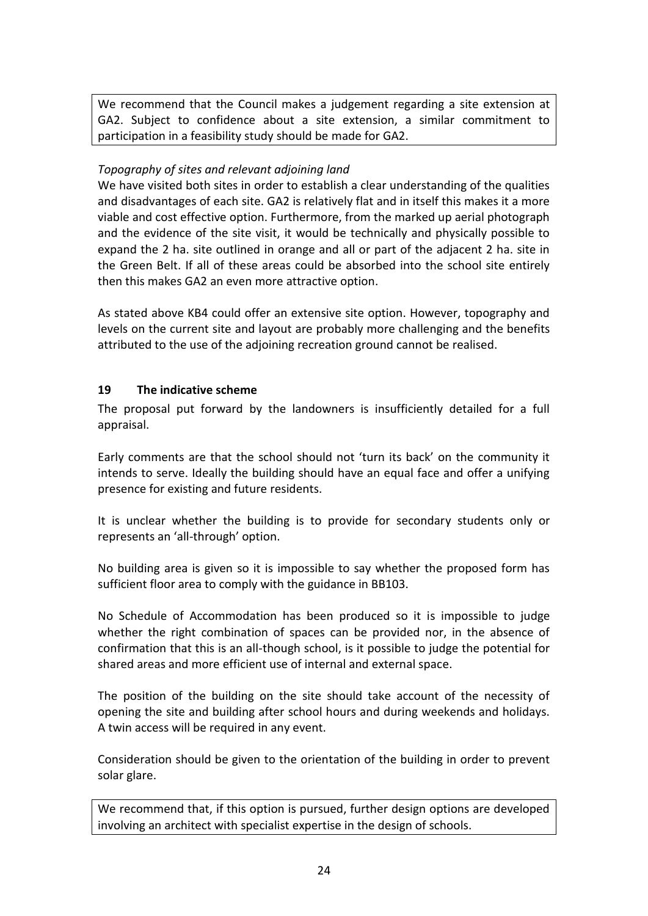We recommend that the Council makes a judgement regarding a site extension at GA2. Subject to confidence about a site extension, a similar commitment to participation in a feasibility study should be made for GA2.

*Topography of sites and relevant adjoining land*

We have visited both sites in order to establish a clear understanding of the qualities and disadvantages of each site. GA2 is relatively flat and in itself this makes it a more viable and cost effective option. Furthermore, from the marked up aerial photograph and the evidence of the site visit, it would be technically and physically possible to expand the 2 ha. site outlined in orange and all or part of the adjacent 2 ha. site in the Green Belt. If all of these areas could be absorbed into the school site entirely then this makes GA2 an even more attractive option.

As stated above KB4 could offer an extensive site option. However, topography and levels on the current site and layout are probably more challenging and the benefits attributed to the use of the adjoining recreation ground cannot be realised.

## 19 The indicative scheme

The proposal put forward by the landowners is insufficiently detailed for a full appraisal.

Early comments are that the school should not 'turn its back' on the community it intends to serve. Ideally the building should have an equal face and offer a unifying presence for existing and future residents.

It is unclear whether the building is to provide for secondary students only or represents an 'all-through' option.

No building area is given so it is impossible to say whether the proposed form has sufficient floor area to comply with the guidance in BB103.

No Schedule of Accommodation has been produced so it is impossible to judge whether the right combination of spaces can be provided nor, in the absence of confirmation that this is an all-though school, is it possible to judge the potential for shared areas and more efficient use of internal and external space.

The position of the building on the site should take account of the necessity of opening the site and building after school hours and during weekends and holidays. A twin access will be required in any event.

Consideration should be given to the orientation of the building in order to prevent solar glare.

We recommend that, if this option is pursued, further design options are developed involving an architect with specialist expertise in the design of schools.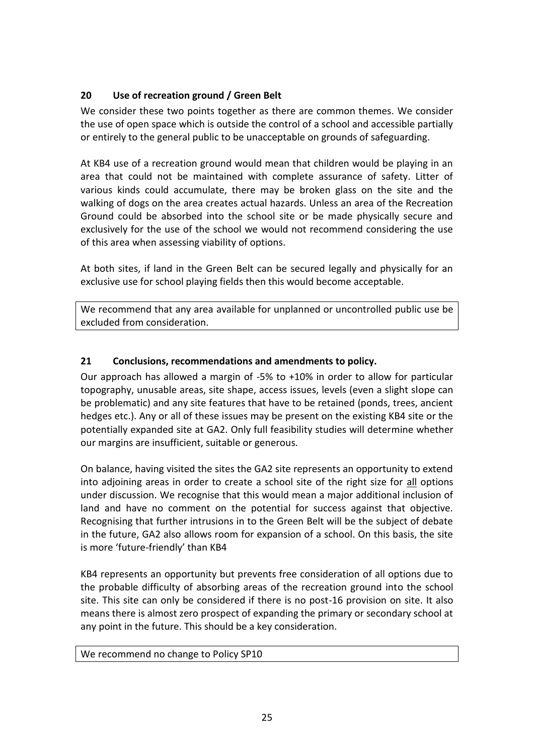## 20 Use of recreation ground / Green Belt

We consider these two points together as there are common themes. We consider the use of open space which is outside the control of a school and accessible partially or entirely to the general public to be unacceptable on grounds of safeguarding.

At KB4 use of a recreation ground would mean that children would be playing in an area that could not be maintained with complete assurance of safety. Litter of various kinds could accumulate, there may be broken glass on the site and the walking of dogs on the area creates actual hazards. Unless an area of the Recreation Ground could be absorbed into the school site or be made physically secure and exclusively for the use of the school we would not recommend considering the use of this area when assessing viability of options.

At both sites, if land in the Green Belt can be secured legally and physically for an exclusive use for school playing fields then this would become acceptable.

> We recommend that any area available for unplanned or uncontrolled public use be excluded from consideration.

## 21 Conclusions, recommendations and amendments to policy.

Our approach has allowed a margin of -5% to +10% in order to allow for particular topography, unusable areas, site shape, access issues, levels (even a slight slope can be problematic) and any site features that have to be retained (ponds, trees, ancient hedges etc.). Any or all of these issues may be present on the existing KB4 site or the potentially expanded site at GA2. Only full feasibility studies will determine whether our margins are insufficient, suitable or generous.

On balance, having visited the sites the GA2 site represents an opportunity to extend into adjoining areas in order to create a school site of the right size for <u>all</u> options under discussion. We recognise that this would mean a major additional inclusion of land and have no comment on the potential for success against that objective. Recognising that further intrusions in to the Green Belt will be the subject of debate in the future, GA2 also allows room for expansion of a school. On this basis, the site is more 'future-friendly' than KB4

KB4 represents an opportunity but prevents free consideration of all options due to the probable difficulty of absorbing areas of the recreation ground into the school site. This site can only be considered if there is no post-16 provision on site. It also means there is almost zero prospect of expanding the primary or secondary school at any point in the future. This should be a key consideration.

> We recommend no change to Policy SP10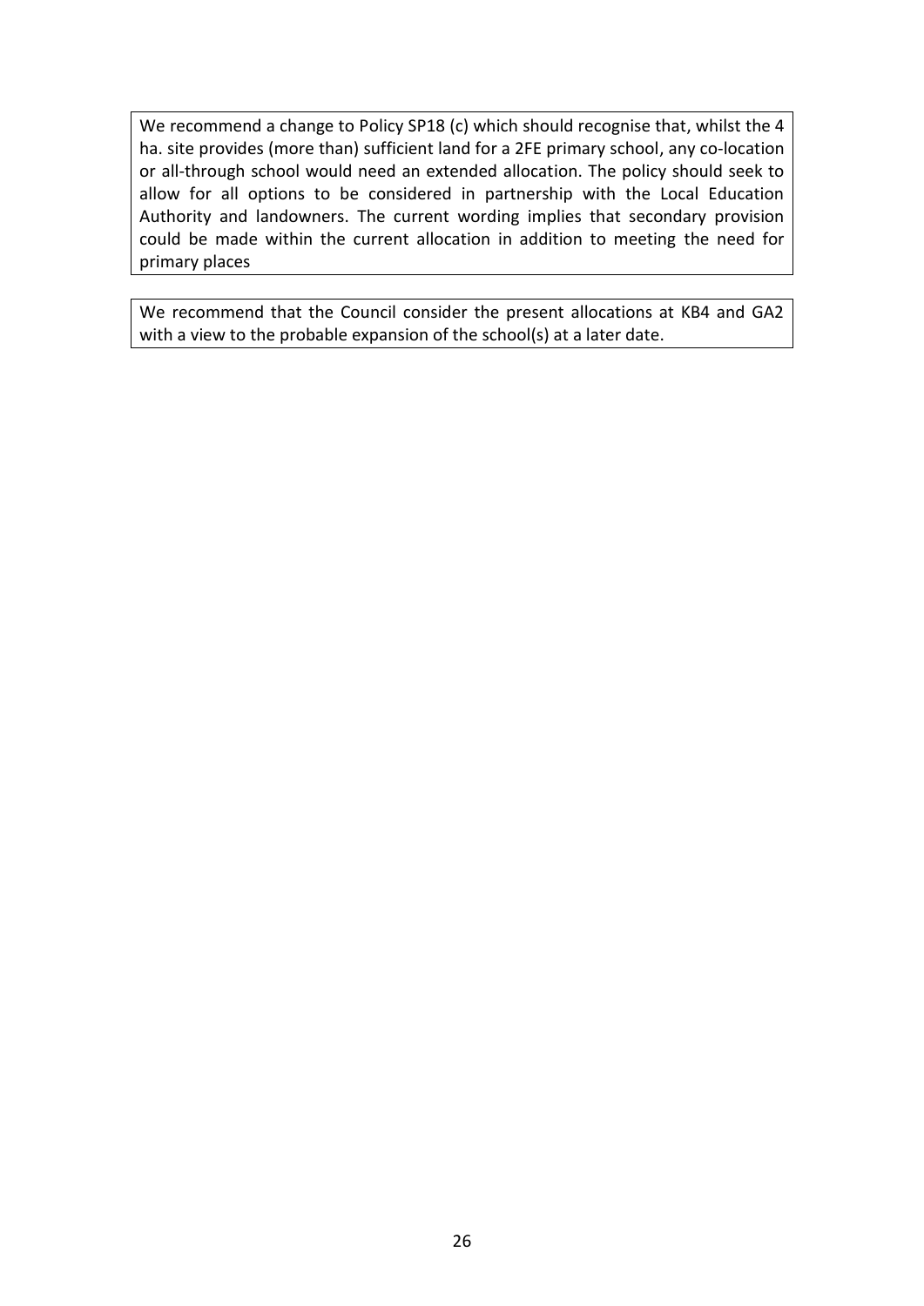We recommend a change to Policy SP18 (c) which should recognise that, whilst the 4 ha. site provides (more than) sufficient land for a 2FE primary school, any co-location or all-through school would need an extended allocation. The policy should seek to allow for all options to be considered in partnership with the Local Education Authority and landowners. The current wording implies that secondary provision could be made within the current allocation in addition to meeting the need for primary places

We recommend that the Council consider the present allocations at KB4 and GA2 with a view to the probable expansion of the school(s) at a later date.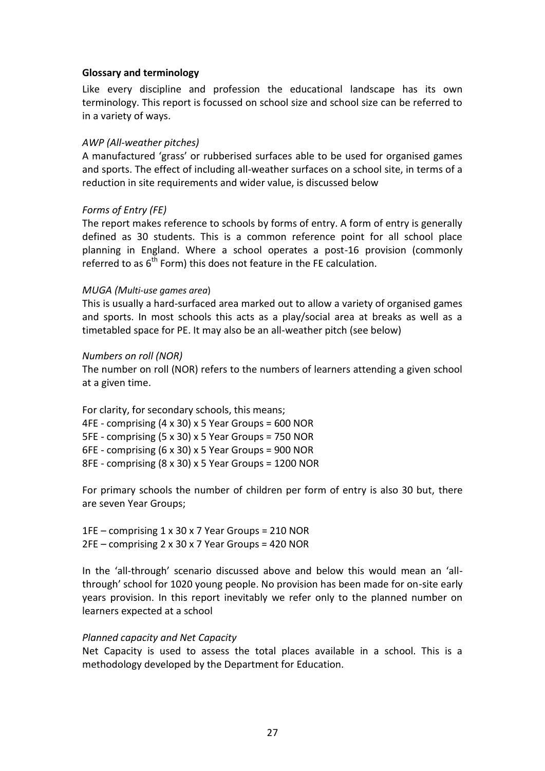**Glossary and terminology**

Like every discipline and profession the educational landscape has its own terminology. This report is focussed on school size and school size can be referred to in a variety of ways.

*AWP (All-weather pitches)*

A manufactured 'grass' or rubberised surfaces able to be used for organised games and sports. The effect of including all-weather surfaces on a school site, in terms of a reduction in site requirements and wider value, is discussed below

*Forms of Entry (FE)*

The report makes reference to schools by forms of entry. A form of entry is generally defined as 30 students. This is a common reference point for all school place planning in England. Where a school operates a post-16 provision (commonly referred to as 6th Form) this does not feature in the FE calculation.

*MUGA (Multi-use games area)*

This is usually a hard-surfaced area marked out to allow a variety of organised games and sports. In most schools this acts as a play/social area at breaks as well as a timetabled space for PE. It may also be an all-weather pitch (see below)

*Numbers on roll (NOR)*

The number on roll (NOR) refers to the numbers of learners attending a given school at a given time.

For clarity, for secondary schools, this means;
4FE - comprising (4 x 30) x 5 Year Groups = 600 NOR
5FE - comprising (5 x 30) x 5 Year Groups = 750 NOR
6FE - comprising (6 x 30) x 5 Year Groups = 900 NOR
8FE - comprising (8 x 30) x 5 Year Groups = 1200 NOR

For primary schools the number of children per form of entry is also 30 but, there are seven Year Groups;

1FE – comprising 1 x 30 x 7 Year Groups = 210 NOR
2FE – comprising 2 x 30 x 7 Year Groups = 420 NOR

In the 'all-through' scenario discussed above and below this would mean an 'all-through' school for 1020 young people. No provision has been made for on-site early years provision. In this report inevitably we refer only to the planned number on learners expected at a school

*Planned capacity and Net Capacity*

Net Capacity is used to assess the total places available in a school. This is a methodology developed by the Department for Education.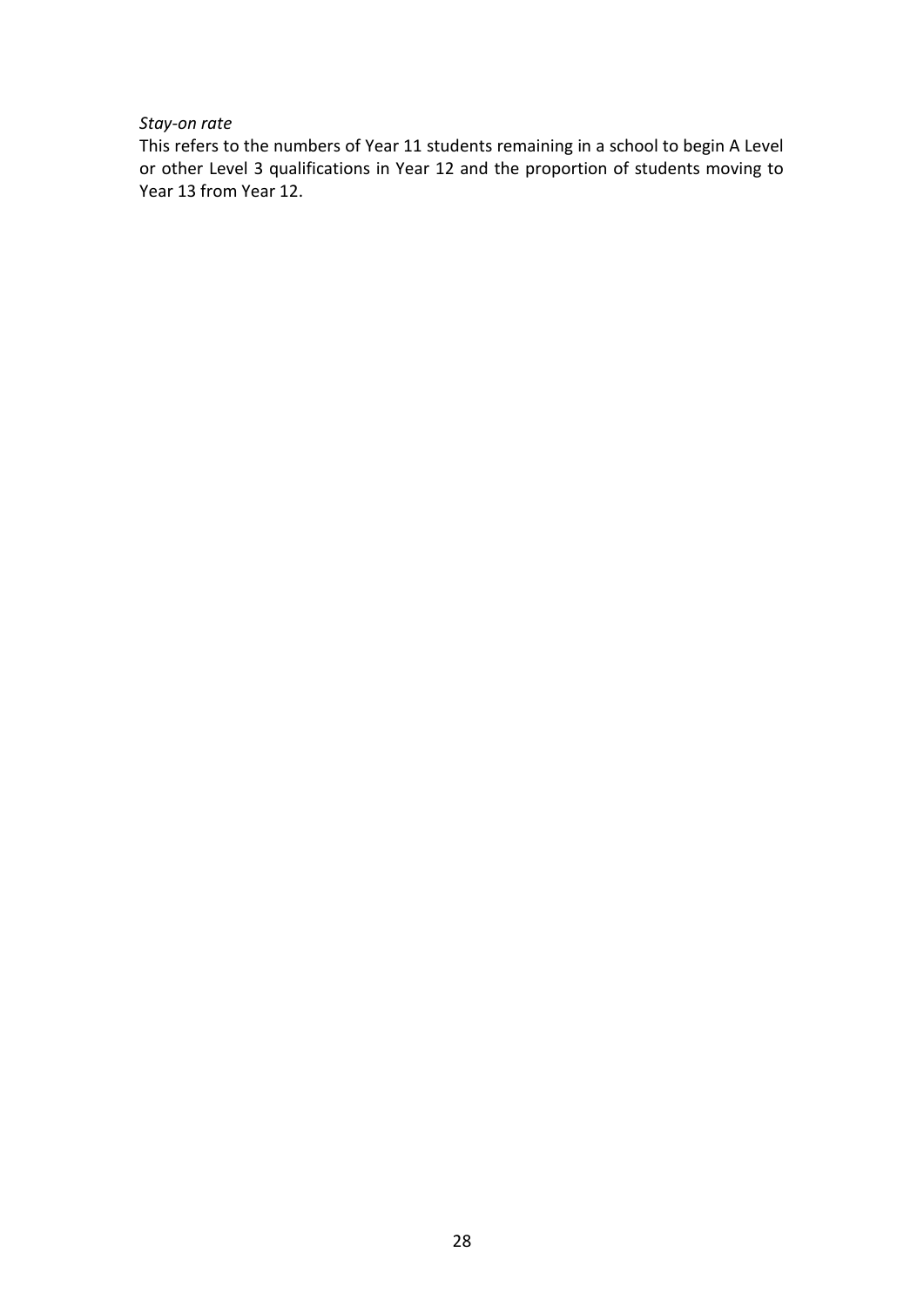*Stay-on rate*

This refers to the numbers of Year 11 students remaining in a school to begin A Level or other Level 3 qualifications in Year 12 and the proportion of students moving to Year 13 from Year 12.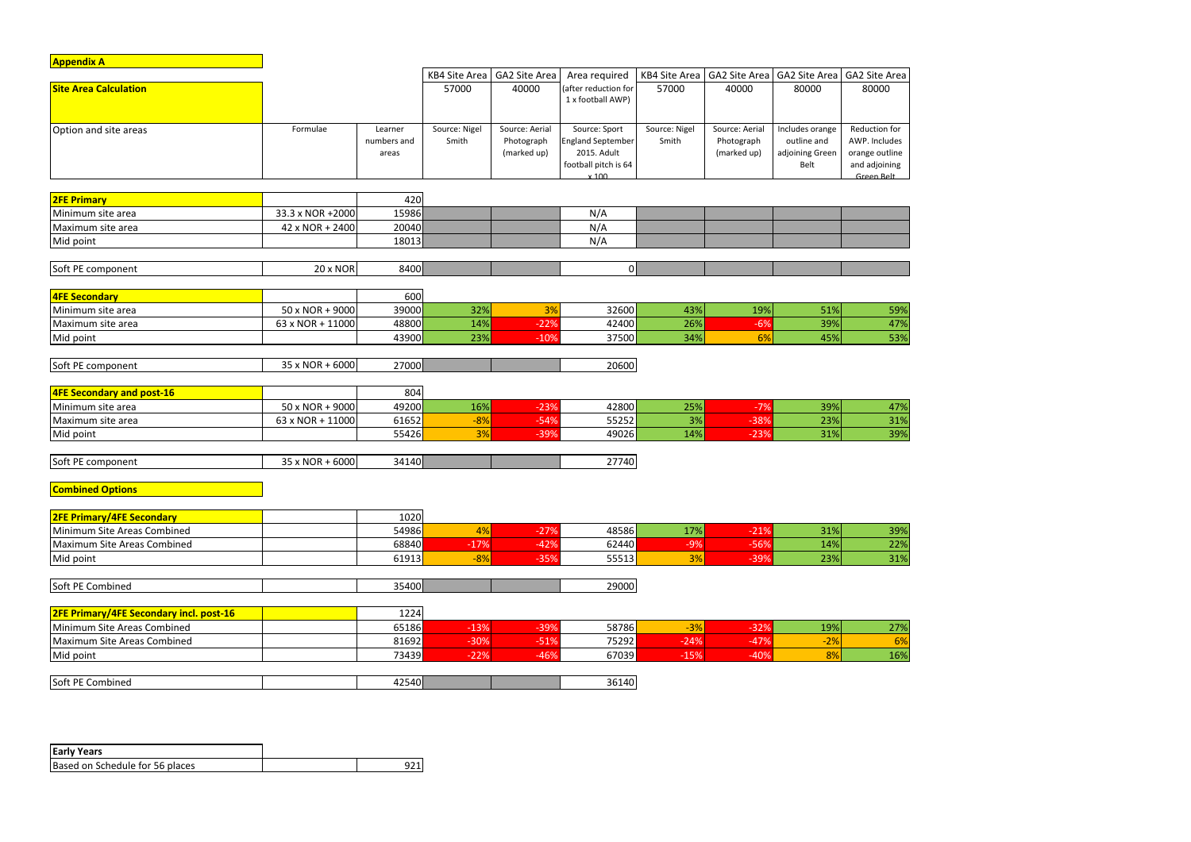**Appendix A**

| Site Area Calculation | | | KB4 Site Area 57000 | GA2 Site Area 40000 | Area required (after reduction for 1 x football AWP) | KB4 Site Area 57000 | GA2 Site Area 40000 | GA2 Site Area 80000 | GA2 Site Area 80000 |
|---|---|---|---|---|---|---|---|---|---|
| Option and site areas | Formulae | Learner numbers and areas | Source: Nigel Smith | Source: Aerial Photograph (marked up) | Source: Sport England September 2015. Adult football pitch is 64 x 100 | Source: Nigel Smith | Source: Aerial Photograph (marked up) | Includes orange outline and adjoining Green Belt | Reduction for AWP. Includes orange outline and adjoining Green Belt |
| **2FE Primary** | | 420 | | | | | | | |
| Minimum site area | 33.3 x NOR +2000 | 15986 | | | N/A | | | | |
| Maximum site area | 42 x NOR + 2400 | 20040 | | | N/A | | | | |
| Mid point | | 18013 | | | N/A | | | | |
| Soft PE component | 20 x NOR | 8400 | | | 0 | | | | |
| **4FE Secondary** | | 600 | | | | | | | |
| Minimum site area | 50 x NOR + 9000 | 39000 | 32% | 3% | 32600 | 43% | 19% | 51% | 59% |
| Maximum site area | 63 x NOR + 11000 | 48800 | 14% | -22% | 42400 | 26% | -6% | 39% | 47% |
| Mid point | | 43900 | 23% | -10% | 37500 | 34% | 6% | 45% | 53% |
| Soft PE component | 35 x NOR + 6000 | 27000 | | | 20600 | | | | |
| **4FE Secondary and post-16** | | 804 | | | | | | | |
| Minimum site area | 50 x NOR + 9000 | 49200 | 16% | -23% | 42800 | 25% | -7% | 39% | 47% |
| Maximum site area | 63 x NOR + 11000 | 61652 | -8% | -54% | 55252 | 3% | -38% | 23% | 31% |
| Mid point | | 55426 | 3% | -39% | 49026 | 14% | -23% | 31% | 39% |
| Soft PE component | 35 x NOR + 6000 | 34140 | | | 27740 | | | | |
| **Combined Options** | | | | | | | | | |
| **2FE Primary/4FE Secondary** | | 1020 | | | | | | | |
| Minimum Site Areas Combined | | 54986 | 4% | -27% | 48586 | 17% | -21% | 31% | 39% |
| Maximum Site Areas Combined | | 68840 | -17% | -42% | 62440 | -9% | -56% | 14% | 22% |
| Mid point | | 61913 | -8% | -35% | 55513 | 3% | -39% | 23% | 31% |
| Soft PE Combined | | 35400 | | | 29000 | | | | |
| **2FE Primary/4FE Secondary incl. post-16** | | 1224 | | | | | | | |
| Minimum Site Areas Combined | | 65186 | -13% | -39% | 58786 | -3% | -32% | 19% | 27% |
| Maximum Site Areas Combined | | 81692 | -30% | -51% | 75292 | -24% | -47% | -2% | 6% |
| Mid point | | 73439 | -22% | -46% | 67039 | -15% | -40% | 8% | 16% |
| Soft PE Combined | | 42540 | | | 36140 | | | | |

| Early Years | | |
|---|---|---|
| Based on Schedule for 56 places | | 921 |